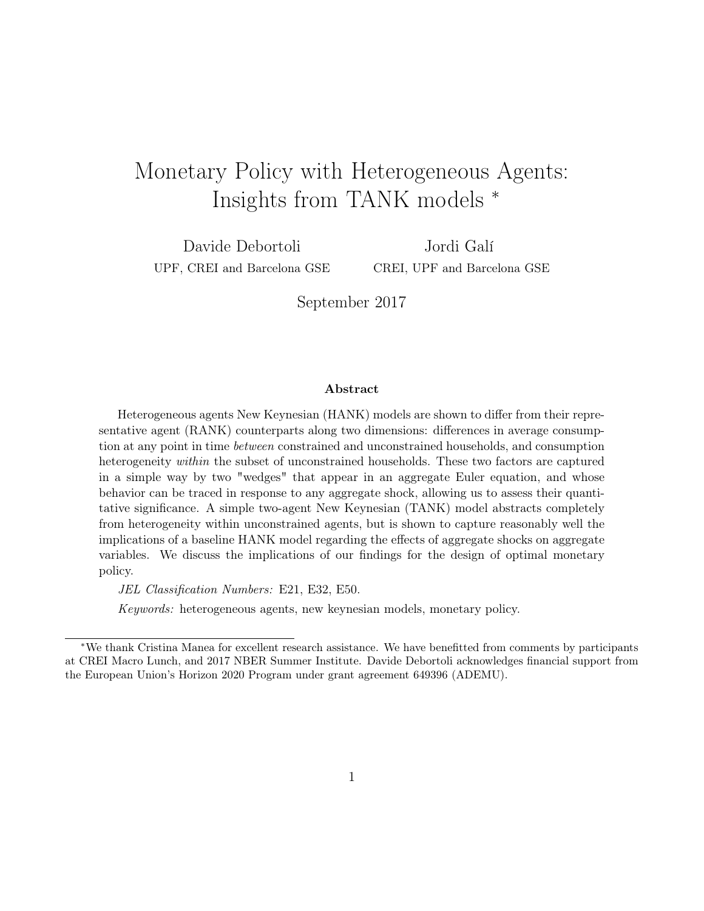# Monetary Policy with Heterogeneous Agents: Insights from TANK models *

Davide Debortoli
UPF, CREI and Barcelona GSE

Jordi Galí
CREI, UPF and Barcelona GSE

September 2017

### Abstract

Heterogeneous agents New Keynesian (HANK) models are shown to differ from their representative agent (RANK) counterparts along two dimensions: differences in average consumption at any point in time *between* constrained and unconstrained households, and consumption heterogeneity *within* the subset of unconstrained households. These two factors are captured in a simple way by two "wedges" that appear in an aggregate Euler equation, and whose behavior can be traced in response to any aggregate shock, allowing us to assess their quantitative significance. A simple two-agent New Keynesian (TANK) model abstracts completely from heterogeneity within unconstrained agents, but is shown to capture reasonably well the implications of a baseline HANK model regarding the effects of aggregate shocks on aggregate variables. We discuss the implications of our findings for the design of optimal monetary policy.

*JEL Classification Numbers:* E21, E32, E50.

*Keywords:* heterogeneous agents, new keynesian models, monetary policy.

---

*We thank Cristina Manea for excellent research assistance. We have benefitted from comments by participants at CREI Macro Lunch, and 2017 NBER Summer Institute. Davide Debortoli acknowledges financial support from the European Union's Horizon 2020 Program under grant agreement 649396 (ADEMU).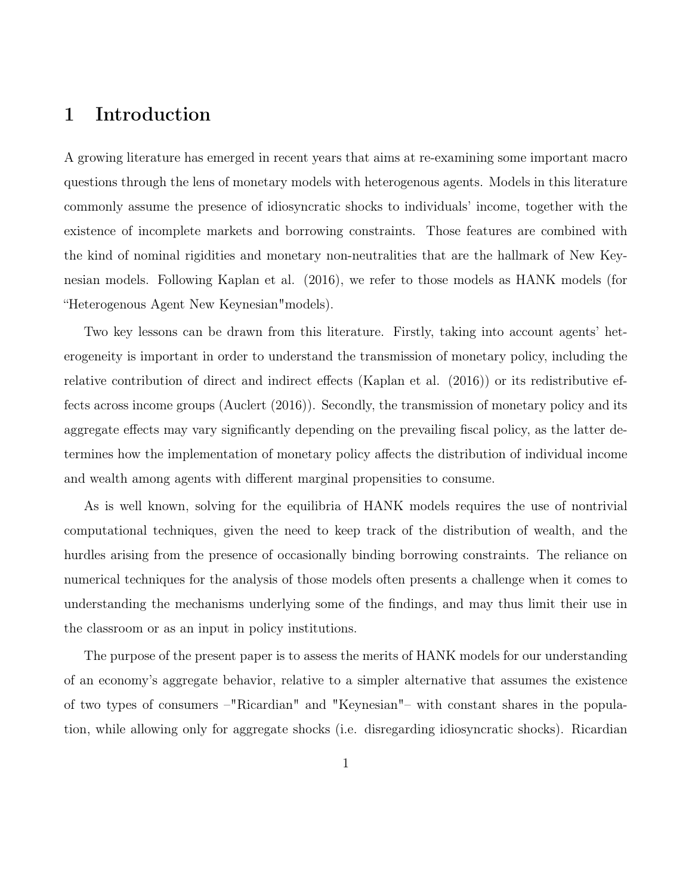# 1 Introduction

A growing literature has emerged in recent years that aims at re-examining some important macro questions through the lens of monetary models with heterogenous agents. Models in this literature commonly assume the presence of idiosyncratic shocks to individuals' income, together with the existence of incomplete markets and borrowing constraints. Those features are combined with the kind of nominal rigidities and monetary non-neutralities that are the hallmark of New Keynesian models. Following Kaplan et al. (2016), we refer to those models as HANK models (for "Heterogenous Agent New Keynesian"models).

Two key lessons can be drawn from this literature. Firstly, taking into account agents' heterogeneity is important in order to understand the transmission of monetary policy, including the relative contribution of direct and indirect effects (Kaplan et al. (2016)) or its redistributive effects across income groups (Auclert (2016)). Secondly, the transmission of monetary policy and its aggregate effects may vary significantly depending on the prevailing fiscal policy, as the latter determines how the implementation of monetary policy affects the distribution of individual income and wealth among agents with different marginal propensities to consume.

As is well known, solving for the equilibria of HANK models requires the use of nontrivial computational techniques, given the need to keep track of the distribution of wealth, and the hurdles arising from the presence of occasionally binding borrowing constraints. The reliance on numerical techniques for the analysis of those models often presents a challenge when it comes to understanding the mechanisms underlying some of the findings, and may thus limit their use in the classroom or as an input in policy institutions.

The purpose of the present paper is to assess the merits of HANK models for our understanding of an economy's aggregate behavior, relative to a simpler alternative that assumes the existence of two types of consumers –"Ricardian" and "Keynesian"– with constant shares in the population, while allowing only for aggregate shocks (i.e. disregarding idiosyncratic shocks). Ricardian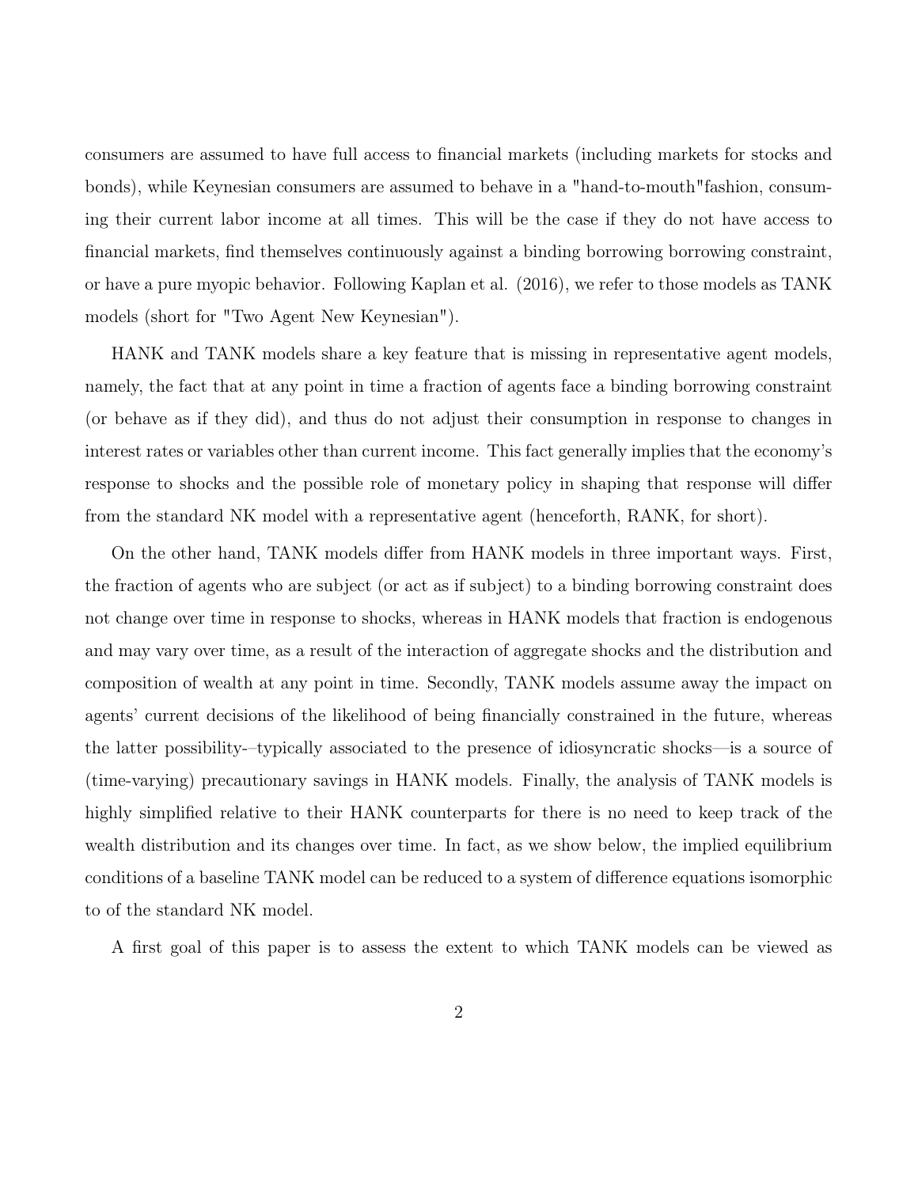consumers are assumed to have full access to financial markets (including markets for stocks and bonds), while Keynesian consumers are assumed to behave in a "hand-to-mouth"fashion, consuming their current labor income at all times. This will be the case if they do not have access to financial markets, find themselves continuously against a binding borrowing borrowing constraint, or have a pure myopic behavior. Following Kaplan et al. (2016), we refer to those models as TANK models (short for "Two Agent New Keynesian").

HANK and TANK models share a key feature that is missing in representative agent models, namely, the fact that at any point in time a fraction of agents face a binding borrowing constraint (or behave as if they did), and thus do not adjust their consumption in response to changes in interest rates or variables other than current income. This fact generally implies that the economy's response to shocks and the possible role of monetary policy in shaping that response will differ from the standard NK model with a representative agent (henceforth, RANK, for short).

On the other hand, TANK models differ from HANK models in three important ways. First, the fraction of agents who are subject (or act as if subject) to a binding borrowing constraint does not change over time in response to shocks, whereas in HANK models that fraction is endogenous and may vary over time, as a result of the interaction of aggregate shocks and the distribution and composition of wealth at any point in time. Secondly, TANK models assume away the impact on agents' current decisions of the likelihood of being financially constrained in the future, whereas the latter possibility-–typically associated to the presence of idiosyncratic shocks—is a source of (time-varying) precautionary savings in HANK models. Finally, the analysis of TANK models is highly simplified relative to their HANK counterparts for there is no need to keep track of the wealth distribution and its changes over time. In fact, as we show below, the implied equilibrium conditions of a baseline TANK model can be reduced to a system of difference equations isomorphic to of the standard NK model.

A first goal of this paper is to assess the extent to which TANK models can be viewed as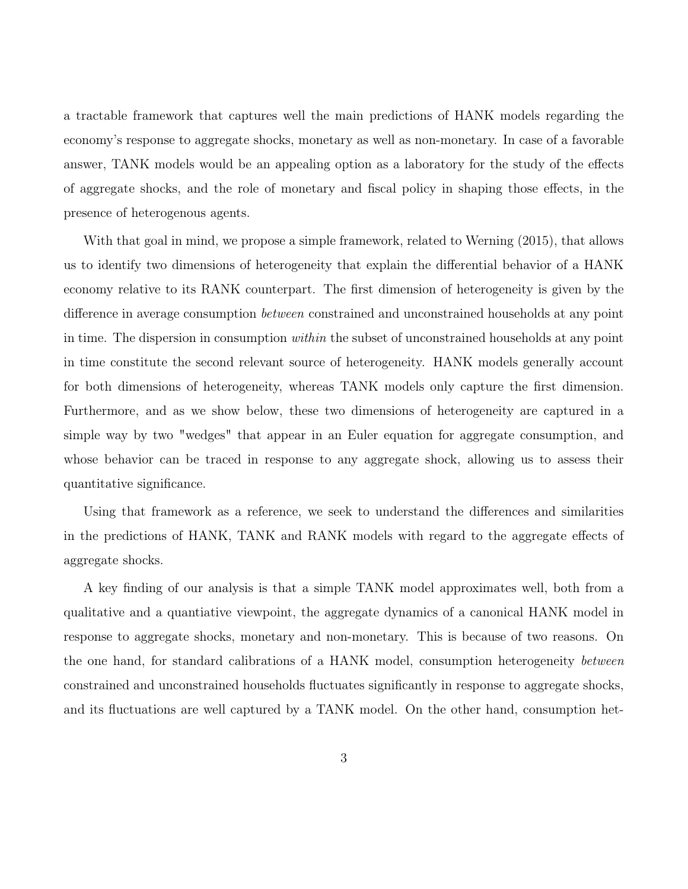a tractable framework that captures well the main predictions of HANK models regarding the economy's response to aggregate shocks, monetary as well as non-monetary. In case of a favorable answer, TANK models would be an appealing option as a laboratory for the study of the effects of aggregate shocks, and the role of monetary and fiscal policy in shaping those effects, in the presence of heterogenous agents.

With that goal in mind, we propose a simple framework, related to Werning (2015), that allows us to identify two dimensions of heterogeneity that explain the differential behavior of a HANK economy relative to its RANK counterpart. The first dimension of heterogeneity is given by the difference in average consumption *between* constrained and unconstrained households at any point in time. The dispersion in consumption *within* the subset of unconstrained households at any point in time constitute the second relevant source of heterogeneity. HANK models generally account for both dimensions of heterogeneity, whereas TANK models only capture the first dimension. Furthermore, and as we show below, these two dimensions of heterogeneity are captured in a simple way by two "wedges" that appear in an Euler equation for aggregate consumption, and whose behavior can be traced in response to any aggregate shock, allowing us to assess their quantitative significance.

Using that framework as a reference, we seek to understand the differences and similarities in the predictions of HANK, TANK and RANK models with regard to the aggregate effects of aggregate shocks.

A key finding of our analysis is that a simple TANK model approximates well, both from a qualitative and a quantiative viewpoint, the aggregate dynamics of a canonical HANK model in response to aggregate shocks, monetary and non-monetary. This is because of two reasons. On the one hand, for standard calibrations of a HANK model, consumption heterogeneity *between* constrained and unconstrained households fluctuates significantly in response to aggregate shocks, and its fluctuations are well captured by a TANK model. On the other hand, consumption het-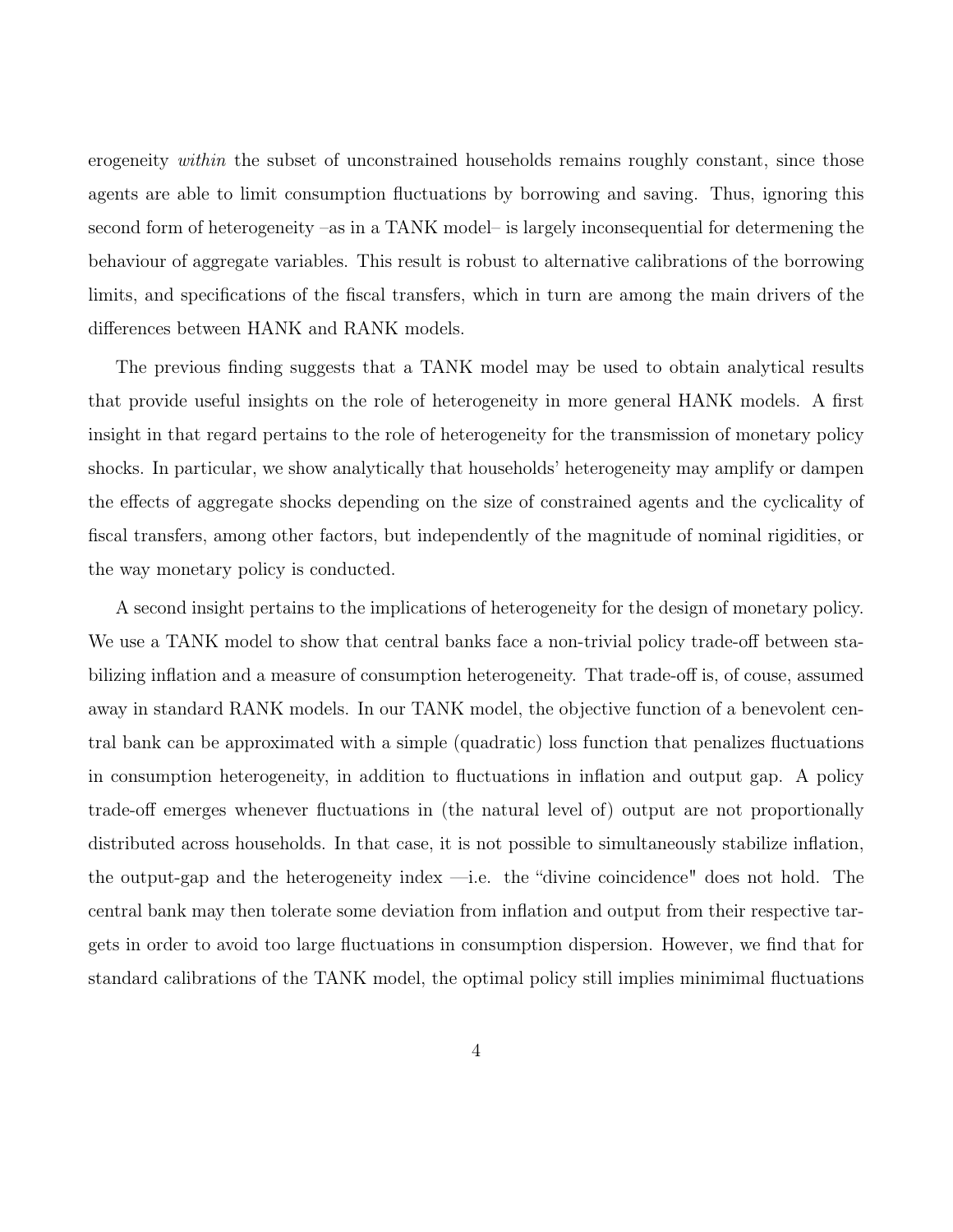erogeneity *within* the subset of unconstrained households remains roughly constant, since those agents are able to limit consumption fluctuations by borrowing and saving. Thus, ignoring this second form of heterogeneity –as in a TANK model– is largely inconsequential for determening the behaviour of aggregate variables. This result is robust to alternative calibrations of the borrowing limits, and specifications of the fiscal transfers, which in turn are among the main drivers of the differences between HANK and RANK models.

The previous finding suggests that a TANK model may be used to obtain analytical results that provide useful insights on the role of heterogeneity in more general HANK models. A first insight in that regard pertains to the role of heterogeneity for the transmission of monetary policy shocks. In particular, we show analytically that households' heterogeneity may amplify or dampen the effects of aggregate shocks depending on the size of constrained agents and the cyclicality of fiscal transfers, among other factors, but independently of the magnitude of nominal rigidities, or the way monetary policy is conducted.

A second insight pertains to the implications of heterogeneity for the design of monetary policy. We use a TANK model to show that central banks face a non-trivial policy trade-off between stabilizing inflation and a measure of consumption heterogeneity. That trade-off is, of couse, assumed away in standard RANK models. In our TANK model, the objective function of a benevolent central bank can be approximated with a simple (quadratic) loss function that penalizes fluctuations in consumption heterogeneity, in addition to fluctuations in inflation and output gap. A policy trade-off emerges whenever fluctuations in (the natural level of) output are not proportionally distributed across households. In that case, it is not possible to simultaneously stabilize inflation, the output-gap and the heterogeneity index —i.e. the "divine coincidence" does not hold. The central bank may then tolerate some deviation from inflation and output from their respective targets in order to avoid too large fluctuations in consumption dispersion. However, we find that for standard calibrations of the TANK model, the optimal policy still implies minimimal fluctuations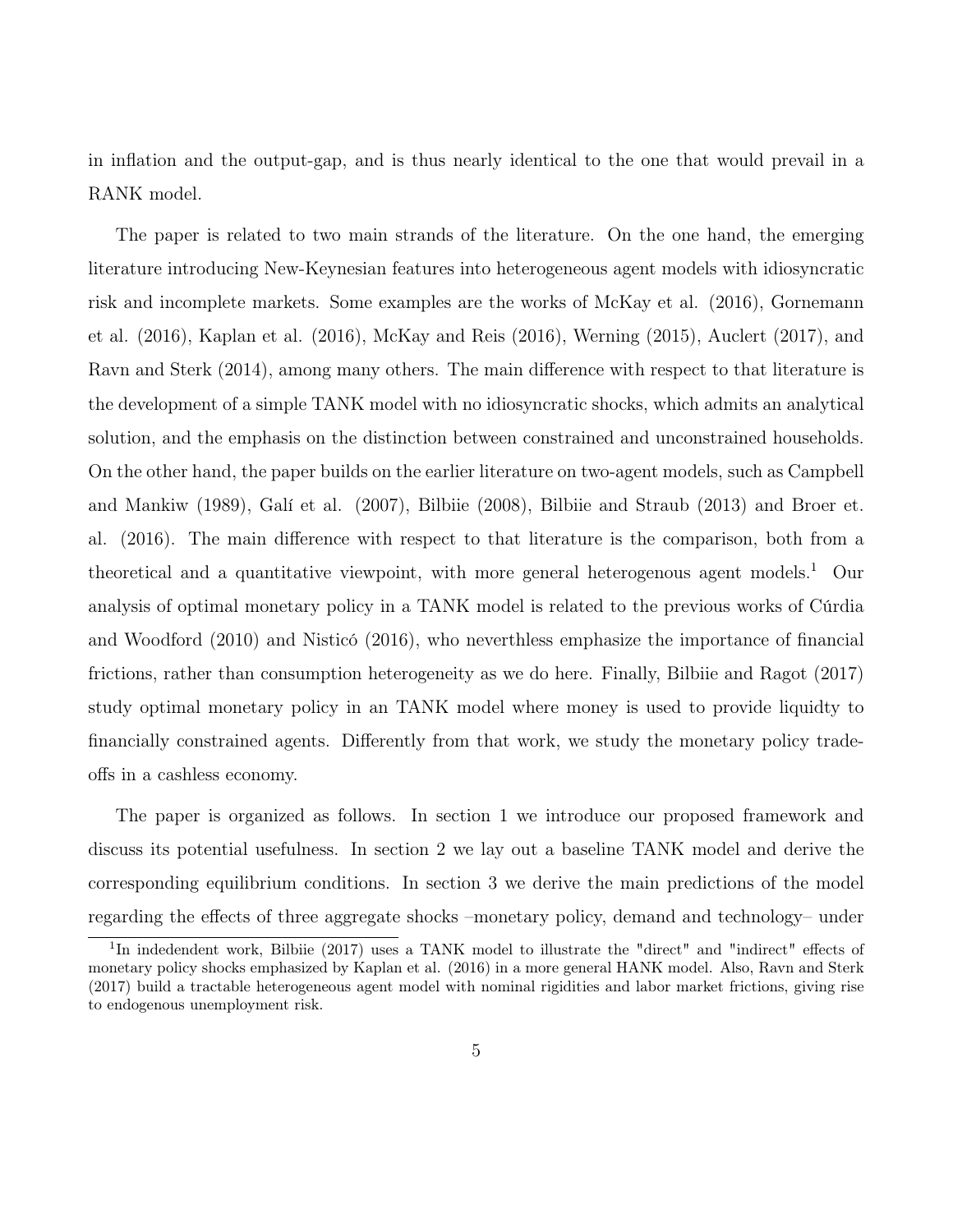in inflation and the output-gap, and is thus nearly identical to the one that would prevail in a RANK model.

The paper is related to two main strands of the literature. On the one hand, the emerging literature introducing New-Keynesian features into heterogeneous agent models with idiosyncratic risk and incomplete markets. Some examples are the works of McKay et al. (2016), Gornemann et al. (2016), Kaplan et al. (2016), McKay and Reis (2016), Werning (2015), Auclert (2017), and Ravn and Sterk (2014), among many others. The main difference with respect to that literature is the development of a simple TANK model with no idiosyncratic shocks, which admits an analytical solution, and the emphasis on the distinction between constrained and unconstrained households. On the other hand, the paper builds on the earlier literature on two-agent models, such as Campbell and Mankiw (1989), Galí et al. (2007), Bilbiie (2008), Bilbiie and Straub (2013) and Broer et. al. (2016). The main difference with respect to that literature is the comparison, both from a theoretical and a quantitative viewpoint, with more general heterogenous agent models.[1] Our analysis of optimal monetary policy in a TANK model is related to the previous works of Cúrdia and Woodford (2010) and Nisticó (2016), who neverthless emphasize the importance of financial frictions, rather than consumption heterogeneity as we do here. Finally, Bilbiie and Ragot (2017) study optimal monetary policy in an TANK model where money is used to provide liquidty to financially constrained agents. Differently from that work, we study the monetary policy trade-offs in a cashless economy.

The paper is organized as follows. In section 1 we introduce our proposed framework and discuss its potential usefulness. In section 2 we lay out a baseline TANK model and derive the corresponding equilibrium conditions. In section 3 we derive the main predictions of the model regarding the effects of three aggregate shocks –monetary policy, demand and technology– under

[1] In indedendent work, Bilbiie (2017) uses a TANK model to illustrate the "direct" and "indirect" effects of monetary policy shocks emphasized by Kaplan et al. (2016) in a more general HANK model. Also, Ravn and Sterk (2017) build a tractable heterogeneous agent model with nominal rigidities and labor market frictions, giving rise to endogenous unemployment risk.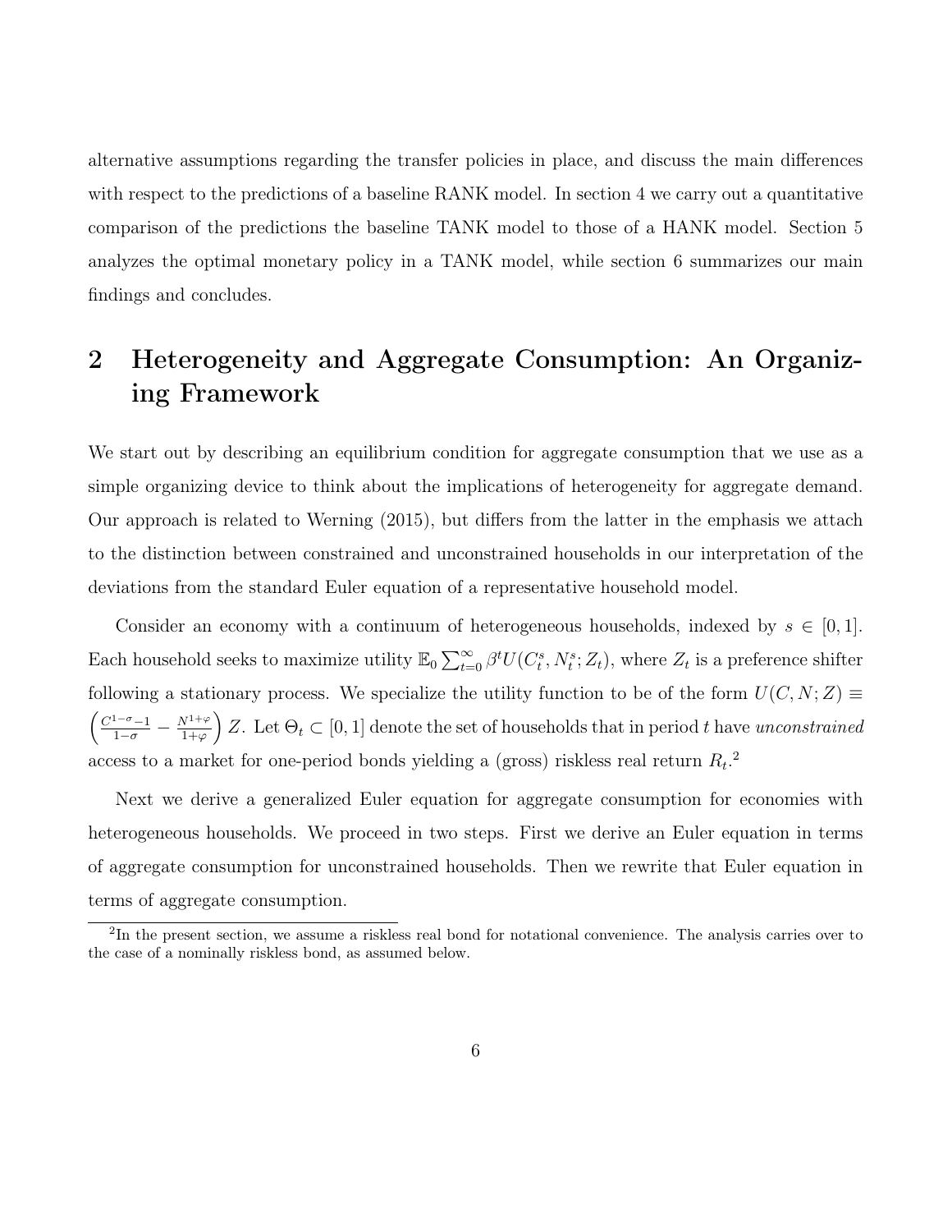alternative assumptions regarding the transfer policies in place, and discuss the main differences with respect to the predictions of a baseline RANK model. In section 4 we carry out a quantitative comparison of the predictions the baseline TANK model to those of a HANK model. Section 5 analyzes the optimal monetary policy in a TANK model, while section 6 summarizes our main findings and concludes.

## 2 Heterogeneity and Aggregate Consumption: An Organizing Framework

We start out by describing an equilibrium condition for aggregate consumption that we use as a simple organizing device to think about the implications of heterogeneity for aggregate demand. Our approach is related to Werning (2015), but differs from the latter in the emphasis we attach to the distinction between constrained and unconstrained households in our interpretation of the deviations from the standard Euler equation of a representative household model.

Consider an economy with a continuum of heterogeneous households, indexed by $s \in [0,1]$. Each household seeks to maximize utility $\mathbb{E}_0 \sum_{t=0}^{\infty} \beta^t U(C_t^s, N_t^s; Z_t)$, where $Z_t$ is a preference shifter following a stationary process. We specialize the utility function to be of the form $U(C, N; Z) \equiv \left( \frac{C^{1-\sigma}-1}{1-\sigma} - \frac{N^{1+\varphi}}{1+\varphi} \right) Z$. Let $\Theta_t \subset [0,1]$ denote the set of households that in period $t$ have *unconstrained* access to a market for one-period bonds yielding a (gross) riskless real return $R_t$.[2]

Next we derive a generalized Euler equation for aggregate consumption for economies with heterogeneous households. We proceed in two steps. First we derive an Euler equation in terms of aggregate consumption for unconstrained households. Then we rewrite that Euler equation in terms of aggregate consumption.

[2] In the present section, we assume a riskless real bond for notational convenience. The analysis carries over to the case of a nominally riskless bond, as assumed below.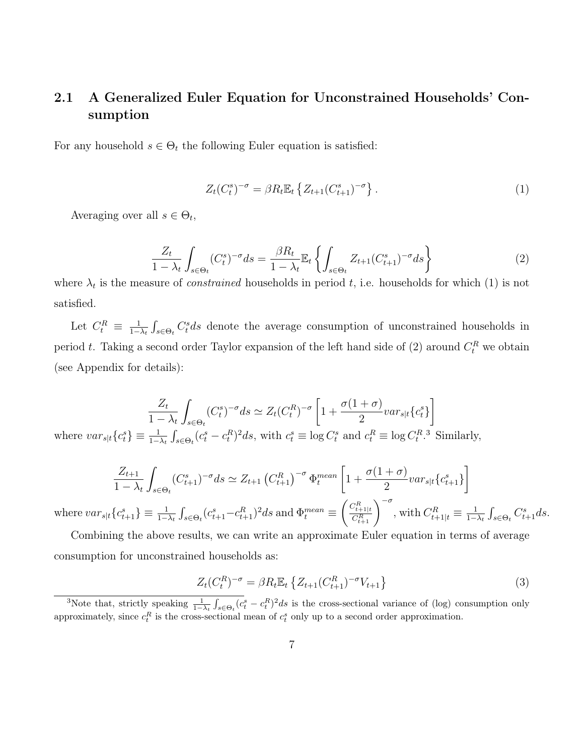### 2.1 A Generalized Euler Equation for Unconstrained Households' Consumption

For any household $s \in \Theta_t$ the following Euler equation is satisfied:

$$Z_t (C_t^s)^{-\sigma} = \beta R_t \mathbb{E}_t \left\{ Z_{t+1} (C_{t+1}^s)^{-\sigma} \right\}. \tag{1}$$

Averaging over all $s \in \Theta_t$,

$$\frac{Z_t}{1-\lambda_t} \int_{s \in \Theta_t} (C_t^s)^{-\sigma} ds = \frac{\beta R_t}{1-\lambda_t} \mathbb{E}_t \left\{ \int_{s \in \Theta_t} Z_{t+1} (C_{t+1}^s)^{-\sigma} ds \right\} \tag{2}$$

where $\lambda_t$ is the measure of *constrained* households in period $t$, i.e. households for which (1) is not satisfied.

Let $C_t^R \equiv \frac{1}{1-\lambda_t} \int_{s \in \Theta_t} C_t^s ds$ denote the average consumption of unconstrained households in period $t$. Taking a second order Taylor expansion of the left hand side of (2) around $C_t^R$ we obtain (see Appendix for details):

$$\frac{Z_t}{1-\lambda_t} \int_{s \in \Theta_t} (C_t^s)^{-\sigma} ds \simeq Z_t (C_t^R)^{-\sigma} \left[ 1 + \frac{\sigma(1+\sigma)}{2} var_{s|t}\{c_t^s\} \right]$$

where $var_{s|t}\{c_t^s\} \equiv \frac{1}{1-\lambda_t} \int_{s \in \Theta_t} (c_t^s - c_t^R)^2 ds$, with $c_t^s \equiv \log C_t^s$ and $c_t^R \equiv \log C_t^R$.[3] Similarly,

$$\frac{Z_{t+1}}{1-\lambda_t} \int_{s \in \Theta_t} (C_{t+1}^s)^{-\sigma} ds \simeq Z_{t+1} \left( C_{t+1}^R \right)^{-\sigma} \Phi_t^{mean} \left[ 1 + \frac{\sigma(1+\sigma)}{2} var_{s|t}\{c_{t+1}^s\} \right]$$

where $var_{s|t}\{c_{t+1}^s\} \equiv \frac{1}{1-\lambda_t} \int_{s \in \Theta_t} (c_{t+1}^s - c_{t+1}^R)^2 ds$ and $\Phi_t^{mean} \equiv \left( \frac{C_{t+1|t}^R}{C_{t+1}^R} \right)^{-\sigma}$, with $C_{t+1|t}^R \equiv \frac{1}{1-\lambda_t} \int_{s \in \Theta_t} C_{t+1}^s ds$.

Combining the above results, we can write an approximate Euler equation in terms of average consumption for unconstrained households as:

$$Z_t (C_t^R)^{-\sigma} = \beta R_t \mathbb{E}_t \left\{ Z_{t+1} (C_{t+1}^R)^{-\sigma} V_{t+1} \right\} \tag{3}$$

[3] Note that, strictly speaking $\frac{1}{1-\lambda_t} \int_{s \in \Theta_t} (c_t^s - c_t^R)^2 ds$ is the cross-sectional variance of (log) consumption only approximately, since $c_t^R$ is the cross-sectional mean of $c_t^s$ only up to a second order approximation.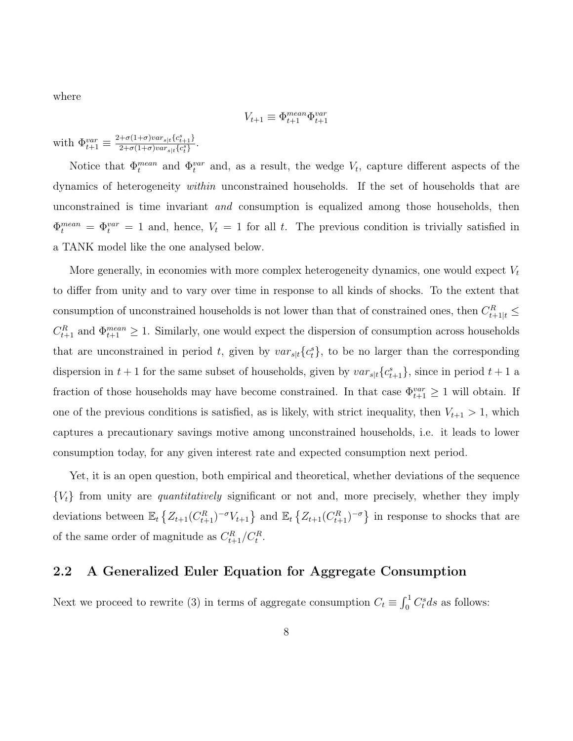where

$$V_{t+1} \equiv \Phi_{t+1}^{mean} \Phi_{t+1}^{var}$$

with $\Phi_{t+1}^{var} \equiv \frac{2+\sigma(1+\sigma)var_{s|t}\{c_{t+1}^{s}\}}{2+\sigma(1+\sigma)var_{s|t}\{c_{t}^{s}\}}$.

Notice that $\Phi_{t}^{mean}$ and $\Phi_{t}^{var}$ and, as a result, the wedge $V_t$, capture different aspects of the dynamics of heterogeneity *within* unconstrained households. If the set of households that are unconstrained is time invariant *and* consumption is equalized among those households, then $\Phi_{t}^{mean} = \Phi_{t}^{var} = 1$ and, hence, $V_t = 1$ for all $t$. The previous condition is trivially satisfied in a TANK model like the one analysed below.

More generally, in economies with more complex heterogeneity dynamics, one would expect $V_t$ to differ from unity and to vary over time in response to all kinds of shocks. To the extent that consumption of unconstrained households is not lower than that of constrained ones, then $C_{t+1|t}^{R} \leq C_{t+1}^{R}$ and $\Phi_{t+1}^{mean} \geq 1$. Similarly, one would expect the dispersion of consumption across households that are unconstrained in period $t$, given by $var_{s|t}\{c_{t}^{s}\}$, to be no larger than the corresponding dispersion in $t+1$ for the same subset of households, given by $var_{s|t}\{c_{t+1}^{s}\}$, since in period $t+1$ a fraction of those households may have become constrained. In that case $\Phi_{t+1}^{var} \geq 1$ will obtain. If one of the previous conditions is satisfied, as is likely, with strict inequality, then $V_{t+1} > 1$, which captures a precautionary savings motive among unconstrained households, i.e. it leads to lower consumption today, for any given interest rate and expected consumption next period.

Yet, it is an open question, both empirical and theoretical, whether deviations of the sequence $\{V_t\}$ from unity are *quantitatively* significant or not and, more precisely, whether they imply deviations between $\mathbb{E}_t\left\{Z_{t+1}(C_{t+1}^{R})^{-\sigma}V_{t+1}\right\}$ and $\mathbb{E}_t\left\{Z_{t+1}(C_{t+1}^{R})^{-\sigma}\right\}$ in response to shocks that are of the same order of magnitude as $C_{t+1}^{R}/C_{t}^{R}$.

## 2.2 A Generalized Euler Equation for Aggregate Consumption

Next we proceed to rewrite (3) in terms of aggregate consumption $C_t \equiv \int_0^1 C_t^s ds$ as follows: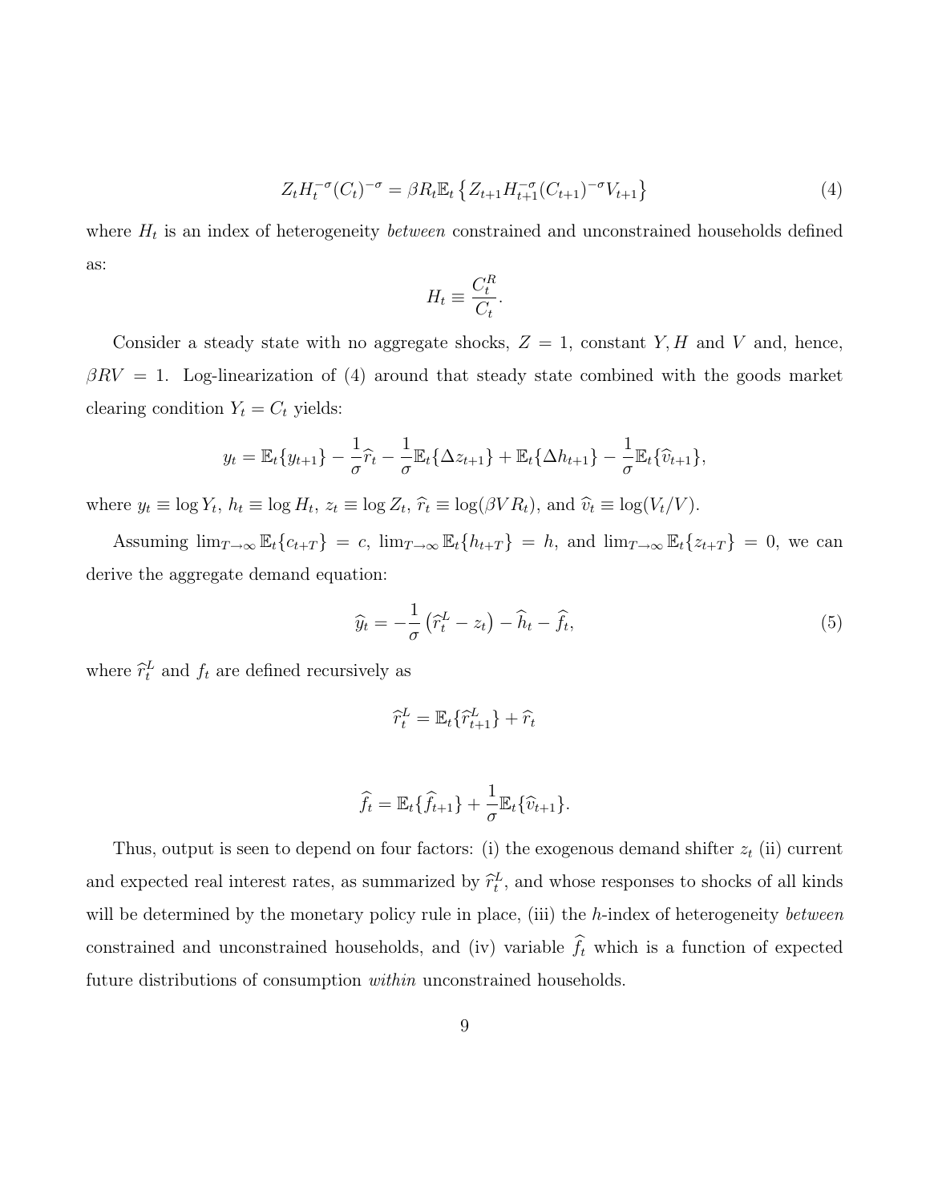$$Z_t H_t^{-\sigma}(C_t)^{-\sigma} = \beta R_t \mathbb{E}_t\left\{Z_{t+1} H_{t+1}^{-\sigma}(C_{t+1})^{-\sigma} V_{t+1}\right\} \tag{4}$$

where $H_t$ is an index of heterogeneity *between* constrained and unconstrained households defined as:

$$H_t \equiv \frac{C_t^R}{C_t}.$$

Consider a steady state with no aggregate shocks, $Z = 1$, constant $Y, H$ and $V$ and, hence, $\beta RV = 1$. Log-linearization of (4) around that steady state combined with the goods market clearing condition $Y_t = C_t$ yields:

$$y_t = \mathbb{E}_t\{y_{t+1}\} - \frac{1}{\sigma}\widehat{r}_t - \frac{1}{\sigma}\mathbb{E}_t\{\Delta z_{t+1}\} + \mathbb{E}_t\{\Delta h_{t+1}\} - \frac{1}{\sigma}\mathbb{E}_t\{\widehat{v}_{t+1}\},$$

where $y_t \equiv \log Y_t$, $h_t \equiv \log H_t$, $z_t \equiv \log Z_t$, $\widehat{r}_t \equiv \log(\beta V R_t)$, and $\widehat{v}_t \equiv \log(V_t/V)$.

Assuming $\lim_{T\to\infty} \mathbb{E}_t\{c_{t+T}\} = c$, $\lim_{T\to\infty} \mathbb{E}_t\{h_{t+T}\} = h$, and $\lim_{T\to\infty} \mathbb{E}_t\{z_{t+T}\} = 0$, we can derive the aggregate demand equation:

$$\widehat{y}_t = -\frac{1}{\sigma}\left(\widehat{r}_t^L - z_t\right) - \widehat{h}_t - \widehat{f}_t, \tag{5}$$

where $\widehat{r}_t^L$ and $f_t$ are defined recursively as

$$\widehat{r}_t^L = \mathbb{E}_t\{\widehat{r}_{t+1}^L\} + \widehat{r}_t$$

$$\widehat{f}_t = \mathbb{E}_t\{\widehat{f}_{t+1}\} + \frac{1}{\sigma}\mathbb{E}_t\{\widehat{v}_{t+1}\}.$$

Thus, output is seen to depend on four factors: (i) the exogenous demand shifter $z_t$ (ii) current and expected real interest rates, as summarized by $\widehat{r}_t^L$, and whose responses to shocks of all kinds will be determined by the monetary policy rule in place, (iii) the $h$-index of heterogeneity *between* constrained and unconstrained households, and (iv) variable $\widehat{f}_t$ which is a function of expected future distributions of consumption *within* unconstrained households.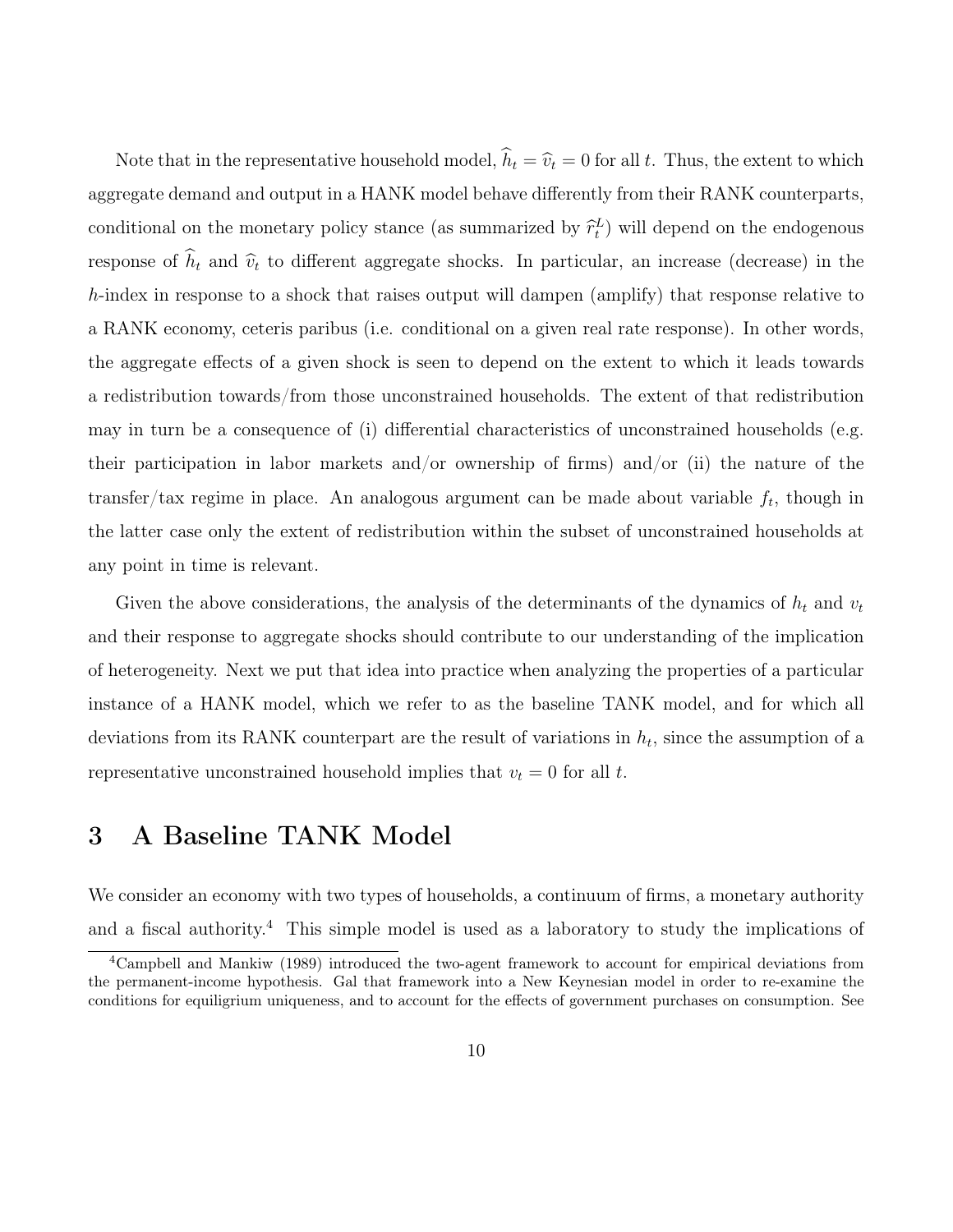Note that in the representative household model, $\widehat{h}_t = \widehat{v}_t = 0$ for all $t$. Thus, the extent to which aggregate demand and output in a HANK model behave differently from their RANK counterparts, conditional on the monetary policy stance (as summarized by $\widehat{r}_t^L$) will depend on the endogenous response of $\widehat{h}_t$ and $\widehat{v}_t$ to different aggregate shocks. In particular, an increase (decrease) in the $h$-index in response to a shock that raises output will dampen (amplify) that response relative to a RANK economy, ceteris paribus (i.e. conditional on a given real rate response). In other words, the aggregate effects of a given shock is seen to depend on the extent to which it leads towards a redistribution towards/from those unconstrained households. The extent of that redistribution may in turn be a consequence of (i) differential characteristics of unconstrained households (e.g. their participation in labor markets and/or ownership of firms) and/or (ii) the nature of the transfer/tax regime in place. An analogous argument can be made about variable $f_t$, though in the latter case only the extent of redistribution within the subset of unconstrained households at any point in time is relevant.

Given the above considerations, the analysis of the determinants of the dynamics of $h_t$ and $v_t$ and their response to aggregate shocks should contribute to our understanding of the implication of heterogeneity. Next we put that idea into practice when analyzing the properties of a particular instance of a HANK model, which we refer to as the baseline TANK model, and for which all deviations from its RANK counterpart are the result of variations in $h_t$, since the assumption of a representative unconstrained household implies that $v_t = 0$ for all $t$.

# 3 A Baseline TANK Model

We consider an economy with two types of households, a continuum of firms, a monetary authority and a fiscal authority.[4] This simple model is used as a laboratory to study the implications of

[4] Campbell and Mankiw (1989) introduced the two-agent framework to account for empirical deviations from the permanent-income hypothesis. Gal that framework into a New Keynesian model in order to re-examine the conditions for equiligrium uniqueness, and to account for the effects of government purchases on consumption. See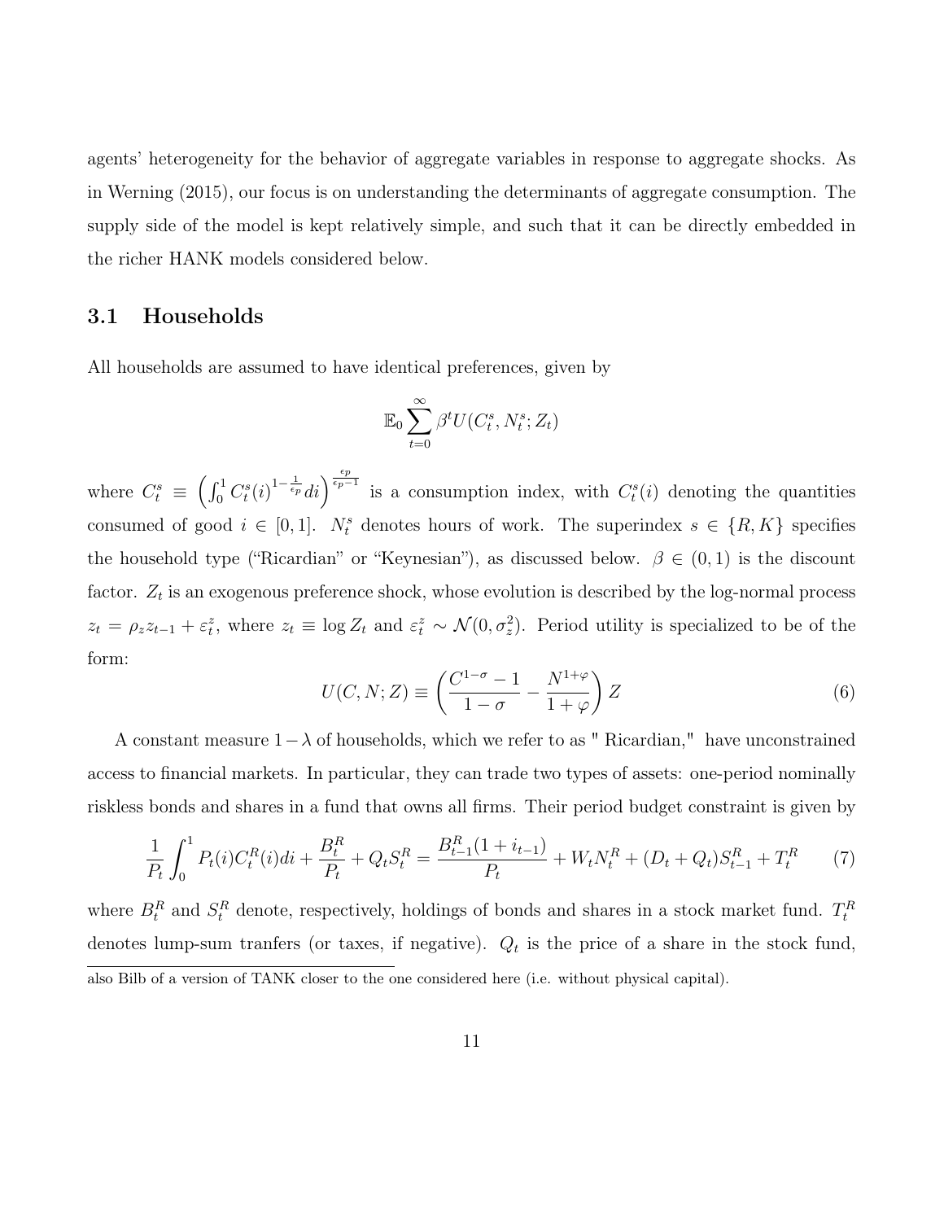agents' heterogeneity for the behavior of aggregate variables in response to aggregate shocks. As in Werning (2015), our focus is on understanding the determinants of aggregate consumption. The supply side of the model is kept relatively simple, and such that it can be directly embedded in the richer HANK models considered below.

## 3.1 Households

All households are assumed to have identical preferences, given by

$$\mathbb{E}_0 \sum_{t=0}^{\infty} \beta^t U(C_t^s, N_t^s; Z_t)$$

where $C_t^s \equiv \left( \int_0^1 C_t^s(i)^{1-\frac{1}{\epsilon_p}} di \right)^{\frac{\epsilon_p}{\epsilon_p - 1}}$ is a consumption index, with $C_t^s(i)$ denoting the quantities consumed of good $i \in [0,1]$. $N_t^s$ denotes hours of work. The superindex $s \in \{R, K\}$ specifies the household type ("Ricardian" or "Keynesian"), as discussed below. $\beta \in (0,1)$ is the discount factor. $Z_t$ is an exogenous preference shock, whose evolution is described by the log-normal process $z_t = \rho_z z_{t-1} + \varepsilon_t^z$, where $z_t \equiv \log Z_t$ and $\varepsilon_t^z \sim \mathcal{N}(0, \sigma_z^2)$. Period utility is specialized to be of the form:

$$U(C, N; Z) \equiv \left( \frac{C^{1-\sigma} - 1}{1 - \sigma} - \frac{N^{1+\varphi}}{1 + \varphi} \right) Z \tag{6}$$

A constant measure $1 - \lambda$ of households, which we refer to as " Ricardian," have unconstrained access to financial markets. In particular, they can trade two types of assets: one-period nominally riskless bonds and shares in a fund that owns all firms. Their period budget constraint is given by

$$\frac{1}{P_t} \int_0^1 P_t(i) C_t^R(i) di + \frac{B_t^R}{P_t} + Q_t S_t^R = \frac{B_{t-1}^R (1 + i_{t-1})}{P_t} + W_t N_t^R + (D_t + Q_t) S_{t-1}^R + T_t^R \tag{7}$$

where $B_t^R$ and $S_t^R$ denote, respectively, holdings of bonds and shares in a stock market fund. $T_t^R$ denotes lump-sum tranfers (or taxes, if negative). $Q_t$ is the price of a share in the stock fund,

---

also Bilb of a version of TANK closer to the one considered here (i.e. without physical capital).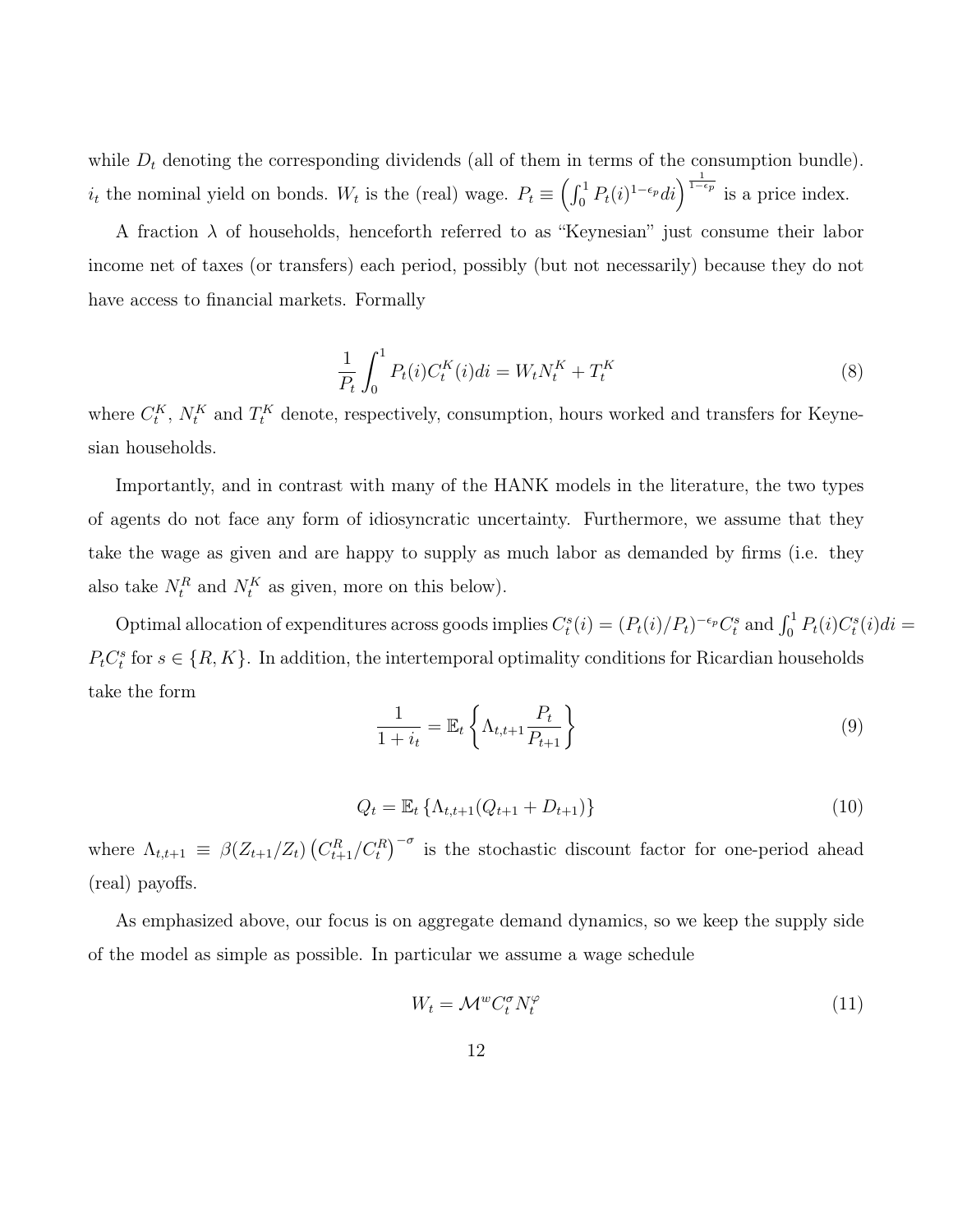while $D_t$ denoting the corresponding dividends (all of them in terms of the consumption bundle). $i_t$ the nominal yield on bonds. $W_t$ is the (real) wage. $P_t \equiv \left(\int_0^1 P_t(i)^{1-\epsilon_p} di\right)^{\frac{1}{1-\epsilon_p}}$ is a price index.

A fraction $\lambda$ of households, henceforth referred to as "Keynesian" just consume their labor income net of taxes (or transfers) each period, possibly (but not necessarily) because they do not have access to financial markets. Formally

$$\frac{1}{P_t}\int_0^1 P_t(i) C_t^K(i) di = W_t N_t^K + T_t^K \tag{8}$$

where $C_t^K$, $N_t^K$ and $T_t^K$ denote, respectively, consumption, hours worked and transfers for Keynesian households.

Importantly, and in contrast with many of the HANK models in the literature, the two types of agents do not face any form of idiosyncratic uncertainty. Furthermore, we assume that they take the wage as given and are happy to supply as much labor as demanded by firms (i.e. they also take $N_t^R$ and $N_t^K$ as given, more on this below).

Optimal allocation of expenditures across goods implies $C_t^s(i) = (P_t(i)/P_t)^{-\epsilon_p} C_t^s$ and $\int_0^1 P_t(i) C_t^s(i) di = P_t C_t^s$ for $s \in \{R, K\}$. In addition, the intertemporal optimality conditions for Ricardian households take the form

$$\frac{1}{1+i_t} = \mathbb{E}_t\left\{\Lambda_{t,t+1}\frac{P_t}{P_{t+1}}\right\} \tag{9}$$

$$Q_t = \mathbb{E}_t\left\{\Lambda_{t,t+1}(Q_{t+1} + D_{t+1})\right\} \tag{10}$$

where $\Lambda_{t,t+1} \equiv \beta(Z_{t+1}/Z_t)\left(C_{t+1}^R/C_t^R\right)^{-\sigma}$ is the stochastic discount factor for one-period ahead (real) payoffs.

As emphasized above, our focus is on aggregate demand dynamics, so we keep the supply side of the model as simple as possible. In particular we assume a wage schedule

$$W_t = \mathcal{M}^w C_t^\sigma N_t^\varphi \tag{11}$$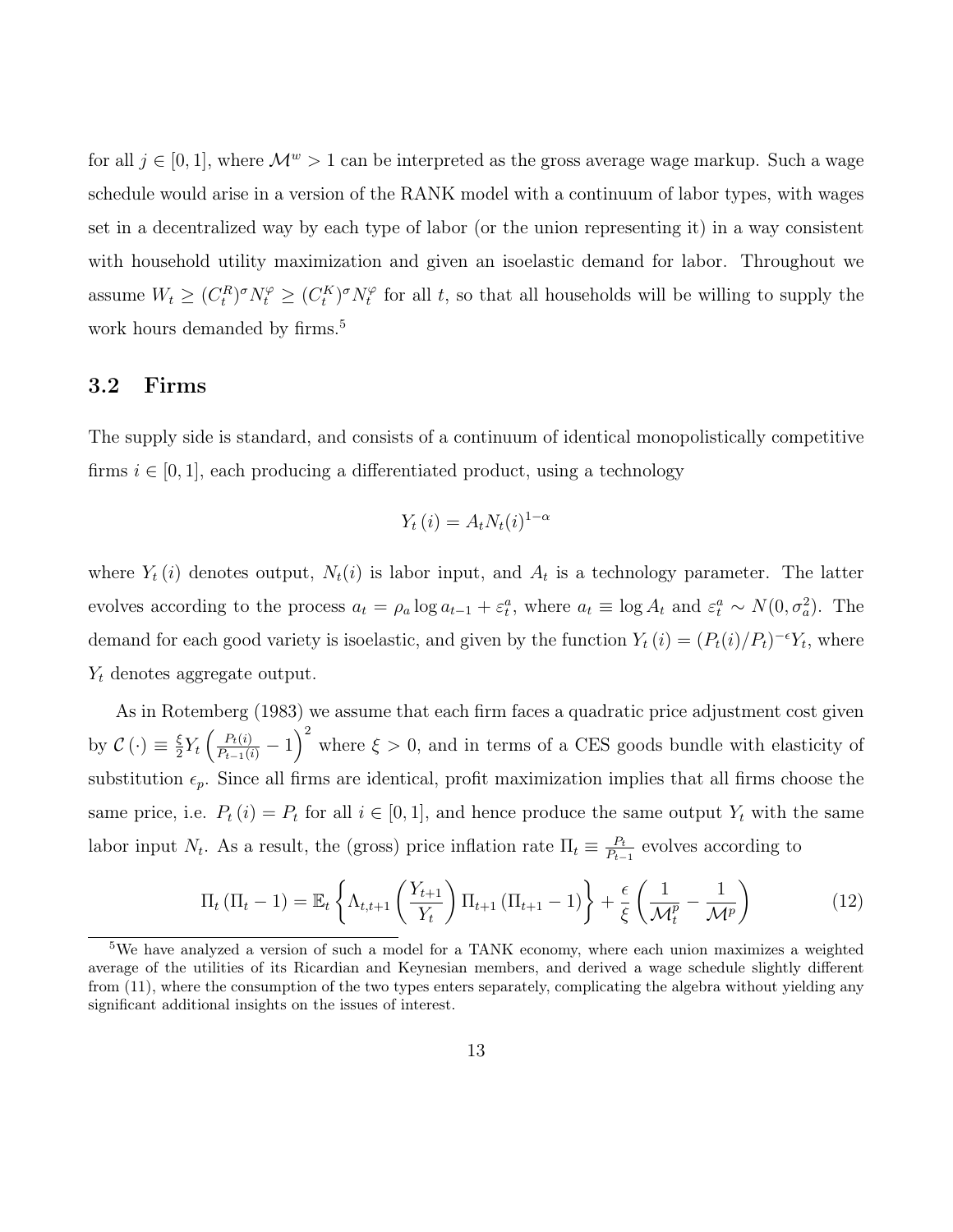for all $j \in [0, 1]$, where $\mathcal{M}^w > 1$ can be interpreted as the gross average wage markup. Such a wage schedule would arise in a version of the RANK model with a continuum of labor types, with wages set in a decentralized way by each type of labor (or the union representing it) in a way consistent with household utility maximization and given an isoelastic demand for labor. Throughout we assume $W_t \geq (C_t^R)^\sigma N_t^\varphi \geq (C_t^K)^\sigma N_t^\varphi$ for all $t$, so that all households will be willing to supply the work hours demanded by firms.[5]

## 3.2 Firms

The supply side is standard, and consists of a continuum of identical monopolistically competitive firms $i \in [0, 1]$, each producing a differentiated product, using a technology

$$Y_t(i) = A_t N_t(i)^{1-\alpha}$$

where $Y_t(i)$ denotes output, $N_t(i)$ is labor input, and $A_t$ is a technology parameter. The latter evolves according to the process $a_t = \rho_a \log a_{t-1} + \varepsilon_t^a$, where $a_t \equiv \log A_t$ and $\varepsilon_t^a \sim N(0, \sigma_a^2)$. The demand for each good variety is isoelastic, and given by the function $Y_t(i) = (P_t(i)/P_t)^{-\epsilon} Y_t$, where $Y_t$ denotes aggregate output.

As in Rotemberg (1983) we assume that each firm faces a quadratic price adjustment cost given by $\mathcal{C}(\cdot) \equiv \frac{\xi}{2} Y_t \left( \frac{P_t(i)}{P_{t-1}(i)} - 1 \right)^2$ where $\xi > 0$, and in terms of a CES goods bundle with elasticity of substitution $\epsilon_p$. Since all firms are identical, profit maximization implies that all firms choose the same price, i.e. $P_t(i) = P_t$ for all $i \in [0, 1]$, and hence produce the same output $Y_t$ with the same labor input $N_t$. As a result, the (gross) price inflation rate $\Pi_t \equiv \frac{P_t}{P_{t-1}}$ evolves according to

$$\Pi_t (\Pi_t - 1) = \mathbb{E}_t \left\{ \Lambda_{t,t+1} \left( \frac{Y_{t+1}}{Y_t} \right) \Pi_{t+1} (\Pi_{t+1} - 1) \right\} + \frac{\epsilon}{\xi} \left( \frac{1}{\mathcal{M}_t^p} - \frac{1}{\mathcal{M}^p} \right) \tag{12}$$

[5] We have analyzed a version of such a model for a TANK economy, where each union maximizes a weighted average of the utilities of its Ricardian and Keynesian members, and derived a wage schedule slightly different from (11), where the consumption of the two types enters separately, complicating the algebra without yielding any significant additional insights on the issues of interest.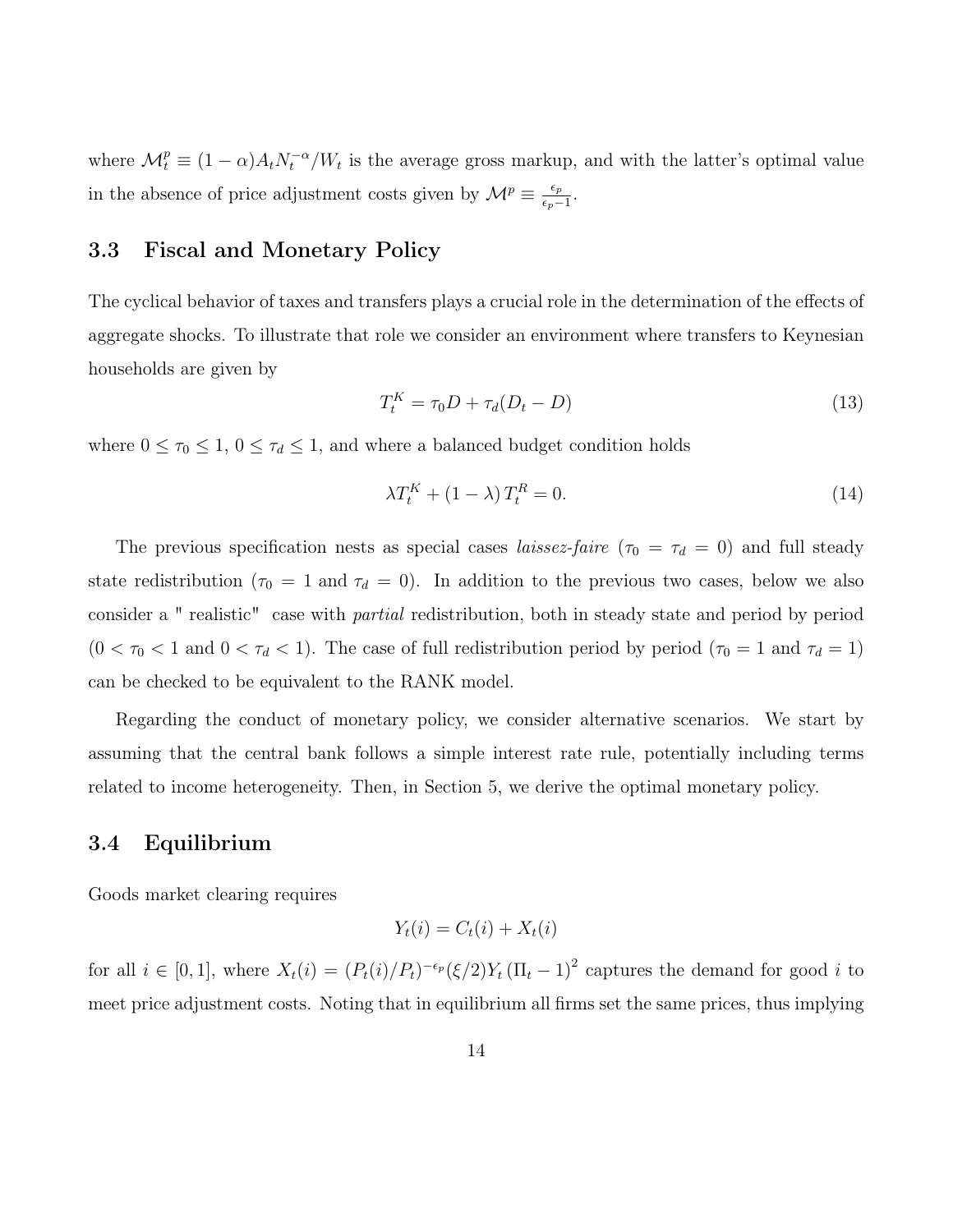where $\mathcal{M}_t^p \equiv (1-\alpha)A_t N_t^{-\alpha}/W_t$ is the average gross markup, and with the latter's optimal value in the absence of price adjustment costs given by $\mathcal{M}^p \equiv \frac{\epsilon_p}{\epsilon_p - 1}$.

### 3.3 Fiscal and Monetary Policy

The cyclical behavior of taxes and transfers plays a crucial role in the determination of the effects of aggregate shocks. To illustrate that role we consider an environment where transfers to Keynesian households are given by

$$T_t^K = \tau_0 D + \tau_d (D_t - D) \tag{13}$$

where $0 \leq \tau_0 \leq 1$, $0 \leq \tau_d \leq 1$, and where a balanced budget condition holds

$$\lambda T_t^K + (1-\lambda) T_t^R = 0. \tag{14}$$

The previous specification nests as special cases *laissez-faire* ($\tau_0 = \tau_d = 0$) and full steady state redistribution ($\tau_0 = 1$ and $\tau_d = 0$). In addition to the previous two cases, below we also consider a " realistic" case with *partial* redistribution, both in steady state and period by period ($0 < \tau_0 < 1$ and $0 < \tau_d < 1$). The case of full redistribution period by period ($\tau_0 = 1$ and $\tau_d = 1$) can be checked to be equivalent to the RANK model.

Regarding the conduct of monetary policy, we consider alternative scenarios. We start by assuming that the central bank follows a simple interest rate rule, potentially including terms related to income heterogeneity. Then, in Section 5, we derive the optimal monetary policy.

### 3.4 Equilibrium

Goods market clearing requires

$$Y_t(i) = C_t(i) + X_t(i)$$

for all $i \in [0,1]$, where $X_t(i) = (P_t(i)/P_t)^{-\epsilon_p} (\xi/2) Y_t (\Pi_t - 1)^2$ captures the demand for good $i$ to meet price adjustment costs. Noting that in equilibrium all firms set the same prices, thus implying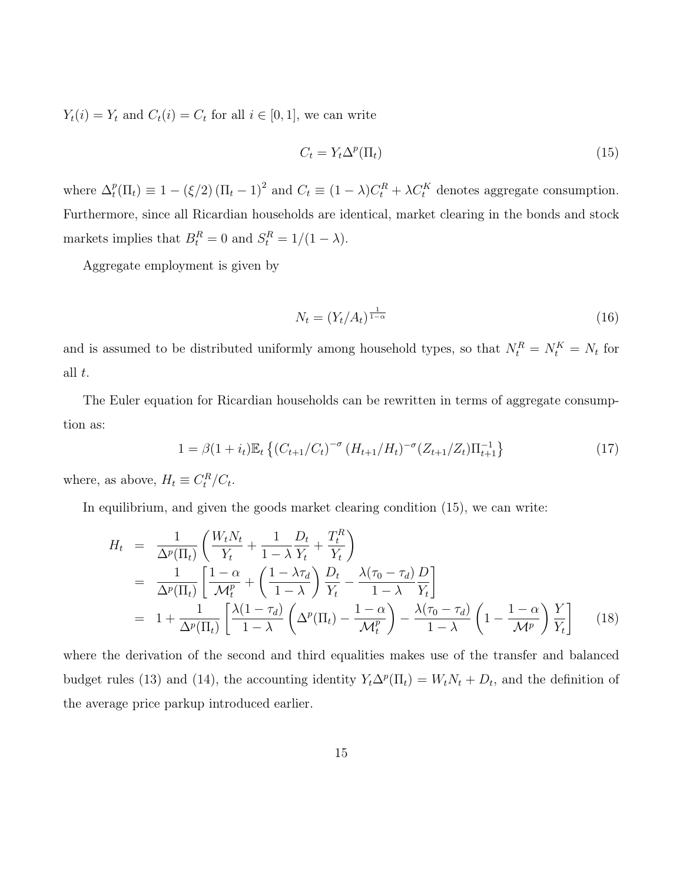$Y_t(i) = Y_t$ and $C_t(i) = C_t$ for all $i \in [0, 1]$, we can write

$$C_t = Y_t \Delta^p(\Pi_t) \tag{15}$$

where $\Delta_t^p(\Pi_t) \equiv 1 - (\xi/2)(\Pi_t - 1)^2$ and $C_t \equiv (1-\lambda)C_t^R + \lambda C_t^K$ denotes aggregate consumption. Furthermore, since all Ricardian households are identical, market clearing in the bonds and stock markets implies that $B_t^R = 0$ and $S_t^R = 1/(1-\lambda)$.

Aggregate employment is given by

$$N_t = (Y_t/A_t)^{\frac{1}{1-\alpha}} \tag{16}$$

and is assumed to be distributed uniformly among household types, so that $N_t^R = N_t^K = N_t$ for all $t$.

The Euler equation for Ricardian households can be rewritten in terms of aggregate consumption as:

$$1 = \beta(1+i_t)\mathbb{E}_t \left\{ (C_{t+1}/C_t)^{-\sigma} (H_{t+1}/H_t)^{-\sigma} (Z_{t+1}/Z_t) \Pi_{t+1}^{-1} \right\} \tag{17}$$

where, as above, $H_t \equiv C_t^R / C_t$.

In equilibrium, and given the goods market clearing condition (15), we can write:

$$\begin{aligned}
H_t &= \frac{1}{\Delta^p(\Pi_t)} \left( \frac{W_t N_t}{Y_t} + \frac{1}{1-\lambda} \frac{D_t}{Y_t} + \frac{T_t^R}{Y_t} \right) \\
&= \frac{1}{\Delta^p(\Pi_t)} \left[ \frac{1-\alpha}{\mathcal{M}_t^p} + \left( \frac{1-\lambda\tau_d}{1-\lambda} \right) \frac{D_t}{Y_t} - \frac{\lambda(\tau_0 - \tau_d)}{1-\lambda} \frac{D}{Y_t} \right] \\
&= 1 + \frac{1}{\Delta^p(\Pi_t)} \left[ \frac{\lambda(1-\tau_d)}{1-\lambda} \left( \Delta^p(\Pi_t) - \frac{1-\alpha}{\mathcal{M}_t^p} \right) - \frac{\lambda(\tau_0 - \tau_d)}{1-\lambda} \left( 1 - \frac{1-\alpha}{\mathcal{M}^p} \right) \frac{Y}{Y_t} \right]
\end{aligned} \tag{18}$$

where the derivation of the second and third equalities makes use of the transfer and balanced budget rules (13) and (14), the accounting identity $Y_t \Delta^p(\Pi_t) = W_t N_t + D_t$, and the definition of the average price parkup introduced earlier.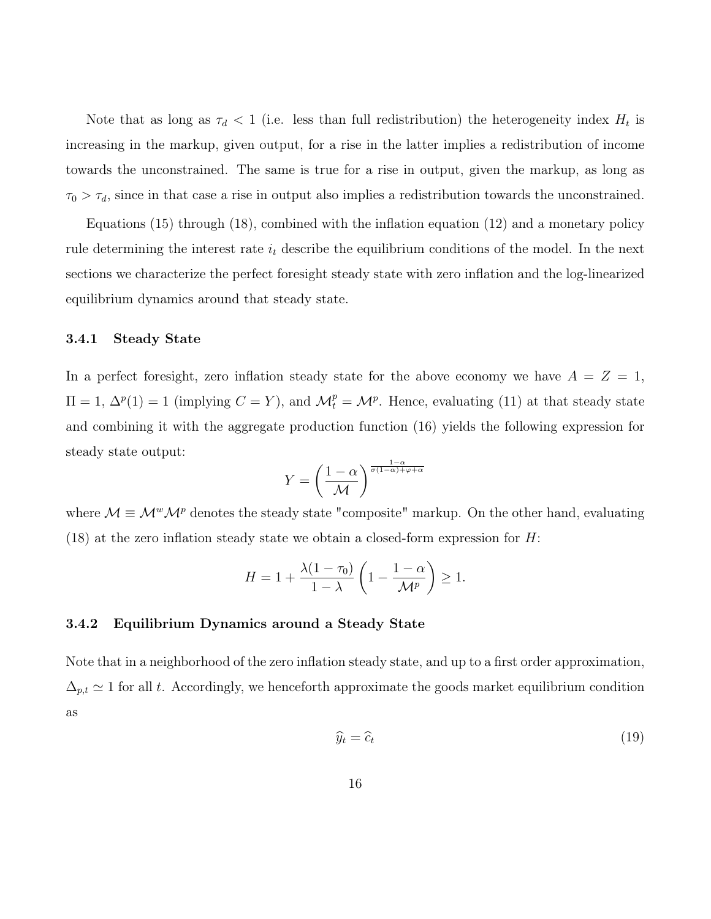Note that as long as $\tau_d < 1$ (i.e. less than full redistribution) the heterogeneity index $H_t$ is increasing in the markup, given output, for a rise in the latter implies a redistribution of income towards the unconstrained. The same is true for a rise in output, given the markup, as long as $\tau_0 > \tau_d$, since in that case a rise in output also implies a redistribution towards the unconstrained.

Equations (15) through (18), combined with the inflation equation (12) and a monetary policy rule determining the interest rate $i_t$ describe the equilibrium conditions of the model. In the next sections we characterize the perfect foresight steady state with zero inflation and the log-linearized equilibrium dynamics around that steady state.

### 3.4.1 Steady State

In a perfect foresight, zero inflation steady state for the above economy we have $A = Z = 1$, $\Pi = 1$, $\Delta^p(1) = 1$ (implying $C = Y$), and $\mathcal{M}_t^p = \mathcal{M}^p$. Hence, evaluating (11) at that steady state and combining it with the aggregate production function (16) yields the following expression for steady state output:

$$Y = \left(\frac{1-\alpha}{\mathcal{M}}\right)^{\frac{1-\alpha}{\sigma(1-\alpha)+\varphi+\alpha}}$$

where $\mathcal{M} \equiv \mathcal{M}^w \mathcal{M}^p$ denotes the steady state "composite" markup. On the other hand, evaluating (18) at the zero inflation steady state we obtain a closed-form expression for $H$:

$$H = 1 + \frac{\lambda(1-\tau_0)}{1-\lambda}\left(1 - \frac{1-\alpha}{\mathcal{M}^p}\right) \geq 1.$$

### 3.4.2 Equilibrium Dynamics around a Steady State

Note that in a neighborhood of the zero inflation steady state, and up to a first order approximation, $\Delta_{p,t} \simeq 1$ for all $t$. Accordingly, we henceforth approximate the goods market equilibrium condition as

$$\widehat{y}_t = \widehat{c}_t \tag{19}$$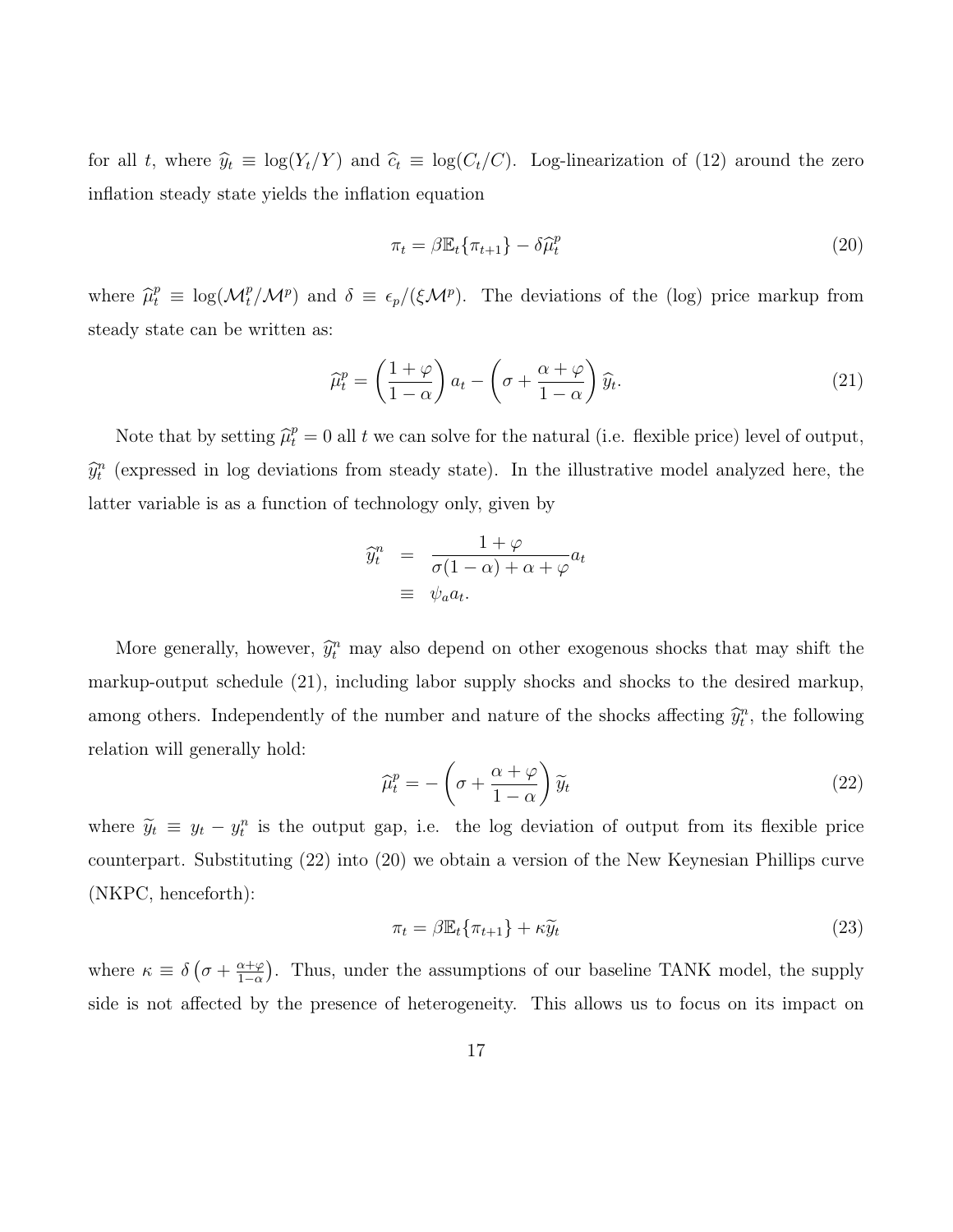for all $t$, where $\widehat{y}_t \equiv \log(Y_t/Y)$ and $\widehat{c}_t \equiv \log(C_t/C)$. Log-linearization of (12) around the zero inflation steady state yields the inflation equation

$$\pi_t = \beta \mathbb{E}_t\{\pi_{t+1}\} - \delta \widehat{\mu}_t^p \tag{20}$$

where $\widehat{\mu}_t^p \equiv \log(\mathcal{M}_t^p/\mathcal{M}^p)$ and $\delta \equiv \epsilon_p/(\xi \mathcal{M}^p)$. The deviations of the (log) price markup from steady state can be written as:

$$\widehat{\mu}_t^p = \left(\frac{1+\varphi}{1-\alpha}\right) a_t - \left(\sigma + \frac{\alpha+\varphi}{1-\alpha}\right) \widehat{y}_t. \tag{21}$$

Note that by setting $\widehat{\mu}_t^p = 0$ all $t$ we can solve for the natural (i.e. flexible price) level of output, $\widehat{y}_t^n$ (expressed in log deviations from steady state). In the illustrative model analyzed here, the latter variable is as a function of technology only, given by

$$\begin{aligned} \widehat{y}_t^n &= \frac{1+\varphi}{\sigma(1-\alpha)+\alpha+\varphi} a_t \\ &\equiv \psi_a a_t. \end{aligned}$$

More generally, however, $\widehat{y}_t^n$ may also depend on other exogenous shocks that may shift the markup-output schedule (21), including labor supply shocks and shocks to the desired markup, among others. Independently of the number and nature of the shocks affecting $\widehat{y}_t^n$, the following relation will generally hold:

$$\widehat{\mu}_t^p = -\left(\sigma + \frac{\alpha+\varphi}{1-\alpha}\right) \widetilde{y}_t \tag{22}$$

where $\widetilde{y}_t \equiv y_t - y_t^n$ is the output gap, i.e. the log deviation of output from its flexible price counterpart. Substituting (22) into (20) we obtain a version of the New Keynesian Phillips curve (NKPC, henceforth):

$$\pi_t = \beta \mathbb{E}_t\{\pi_{t+1}\} + \kappa \widetilde{y}_t \tag{23}$$

where $\kappa \equiv \delta\left(\sigma + \frac{\alpha+\varphi}{1-\alpha}\right)$. Thus, under the assumptions of our baseline TANK model, the supply side is not affected by the presence of heterogeneity. This allows us to focus on its impact on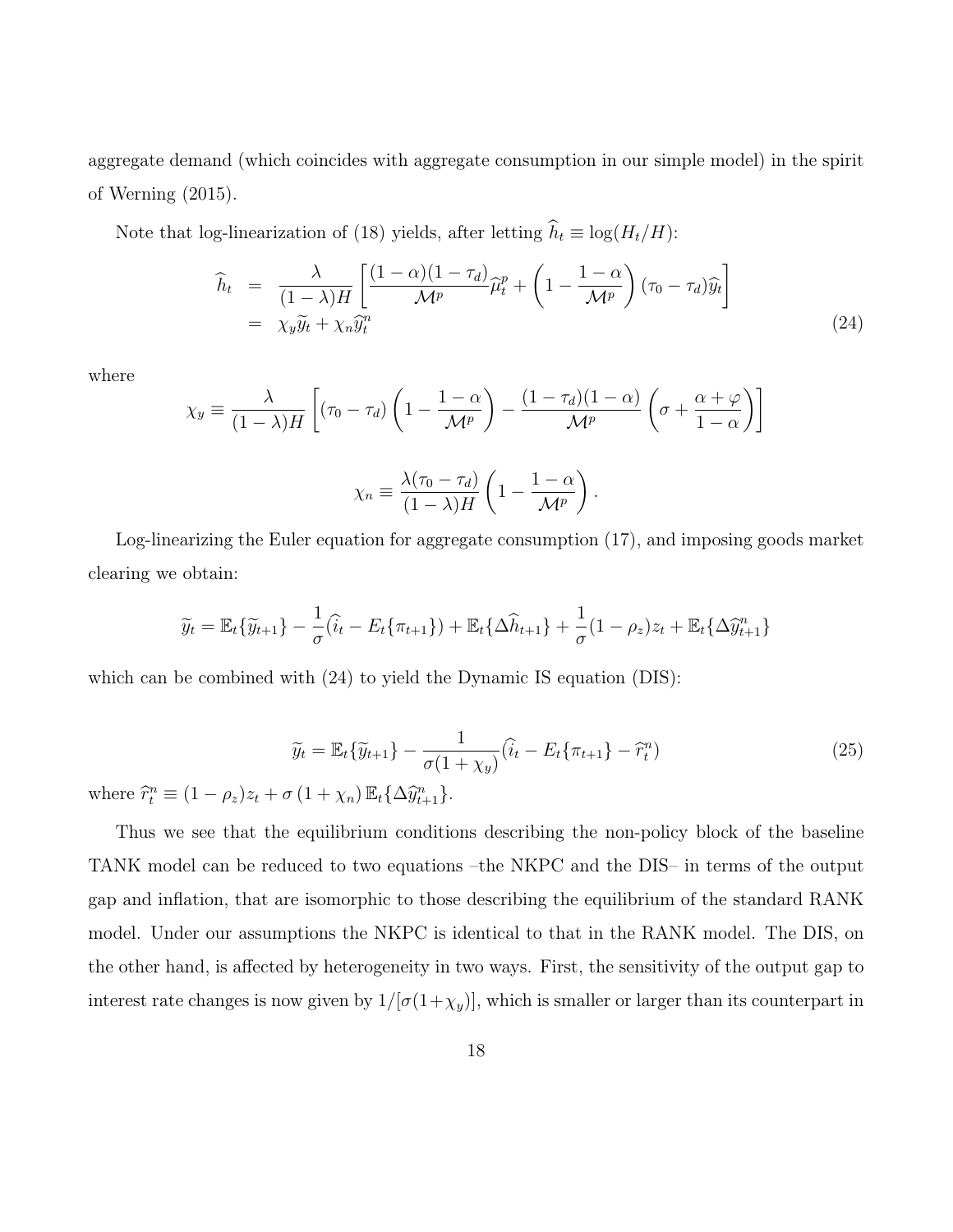aggregate demand (which coincides with aggregate consumption in our simple model) in the spirit of Werning (2015).

Note that log-linearization of (18) yields, after letting $\widehat{h}_t \equiv \log(H_t/H)$:

$$
\begin{aligned}
\widehat{h}_t &= \frac{\lambda}{(1-\lambda)H}\left[\frac{(1-\alpha)(1-\tau_d)}{\mathcal{M}^p}\widehat{\mu}_t^p + \left(1 - \frac{1-\alpha}{\mathcal{M}^p}\right)(\tau_0 - \tau_d)\widehat{y}_t\right] \\
&= \chi_y \widetilde{y}_t + \chi_n \widehat{y}_t^n
\end{aligned} \tag{24}
$$

where

$$
\chi_y \equiv \frac{\lambda}{(1-\lambda)H}\left[(\tau_0 - \tau_d)\left(1 - \frac{1-\alpha}{\mathcal{M}^p}\right) - \frac{(1-\tau_d)(1-\alpha)}{\mathcal{M}^p}\left(\sigma + \frac{\alpha+\varphi}{1-\alpha}\right)\right]
$$

$$
\chi_n \equiv \frac{\lambda(\tau_0 - \tau_d)}{(1-\lambda)H}\left(1 - \frac{1-\alpha}{\mathcal{M}^p}\right).
$$

Log-linearizing the Euler equation for aggregate consumption (17), and imposing goods market clearing we obtain:

$$
\widetilde{y}_t = \mathbb{E}_t\{\widetilde{y}_{t+1}\} - \frac{1}{\sigma}(\widehat{i}_t - E_t\{\pi_{t+1}\}) + \mathbb{E}_t\{\Delta\widehat{h}_{t+1}\} + \frac{1}{\sigma}(1-\rho_z)z_t + \mathbb{E}_t\{\Delta\widehat{y}_{t+1}^n\}
$$

which can be combined with (24) to yield the Dynamic IS equation (DIS):

$$
\widetilde{y}_t = \mathbb{E}_t\{\widetilde{y}_{t+1}\} - \frac{1}{\sigma(1+\chi_y)}(\widehat{i}_t - E_t\{\pi_{t+1}\} - \widehat{r}_t^n) \tag{25}
$$

where $\widehat{r}_t^n \equiv (1-\rho_z)z_t + \sigma(1+\chi_n)\,\mathbb{E}_t\{\Delta\widehat{y}_{t+1}^n\}$.

Thus we see that the equilibrium conditions describing the non-policy block of the baseline TANK model can be reduced to two equations –the NKPC and the DIS– in terms of the output gap and inflation, that are isomorphic to those describing the equilibrium of the standard RANK model. Under our assumptions the NKPC is identical to that in the RANK model. The DIS, on the other hand, is affected by heterogeneity in two ways. First, the sensitivity of the output gap to interest rate changes is now given by $1/[\sigma(1+\chi_y)]$, which is smaller or larger than its counterpart in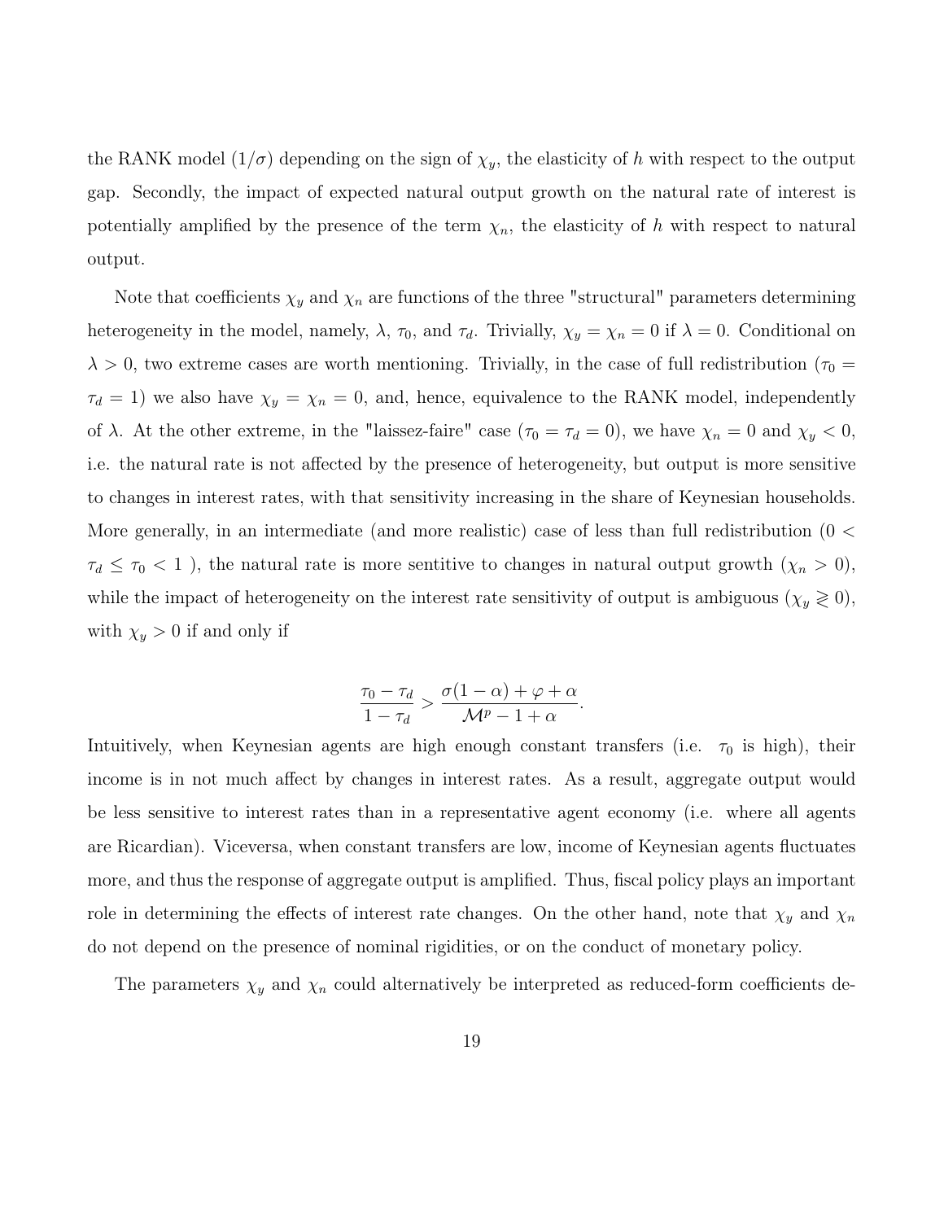the RANK model ($1/\sigma$) depending on the sign of $\chi_y$, the elasticity of $h$ with respect to the output gap. Secondly, the impact of expected natural output growth on the natural rate of interest is potentially amplified by the presence of the term $\chi_n$, the elasticity of $h$ with respect to natural output.

Note that coefficients $\chi_y$ and $\chi_n$ are functions of the three "structural" parameters determining heterogeneity in the model, namely, $\lambda$, $\tau_0$, and $\tau_d$. Trivially, $\chi_y = \chi_n = 0$ if $\lambda = 0$. Conditional on $\lambda > 0$, two extreme cases are worth mentioning. Trivially, in the case of full redistribution ($\tau_0 = \tau_d = 1$) we also have $\chi_y = \chi_n = 0$, and, hence, equivalence to the RANK model, independently of $\lambda$. At the other extreme, in the "laissez-faire" case ($\tau_0 = \tau_d = 0$), we have $\chi_n = 0$ and $\chi_y < 0$, i.e. the natural rate is not affected by the presence of heterogeneity, but output is more sensitive to changes in interest rates, with that sensitivity increasing in the share of Keynesian households. More generally, in an intermediate (and more realistic) case of less than full redistribution ($0 < \tau_d \leq \tau_0 < 1$ ), the natural rate is more sentitive to changes in natural output growth ($\chi_n > 0$), while the impact of heterogeneity on the interest rate sensitivity of output is ambiguous ($\chi_y \gtrless 0$), with $\chi_y > 0$ if and only if

$$\frac{\tau_0 - \tau_d}{1 - \tau_d} > \frac{\sigma(1-\alpha) + \varphi + \alpha}{\mathcal{M}^p - 1 + \alpha}.$$

Intuitively, when Keynesian agents are high enough constant transfers (i.e. $\tau_0$ is high), their income is in not much affect by changes in interest rates. As a result, aggregate output would be less sensitive to interest rates than in a representative agent economy (i.e. where all agents are Ricardian). Viceversa, when constant transfers are low, income of Keynesian agents fluctuates more, and thus the response of aggregate output is amplified. Thus, fiscal policy plays an important role in determining the effects of interest rate changes. On the other hand, note that $\chi_y$ and $\chi_n$ do not depend on the presence of nominal rigidities, or on the conduct of monetary policy.

The parameters $\chi_y$ and $\chi_n$ could alternatively be interpreted as reduced-form coefficients de-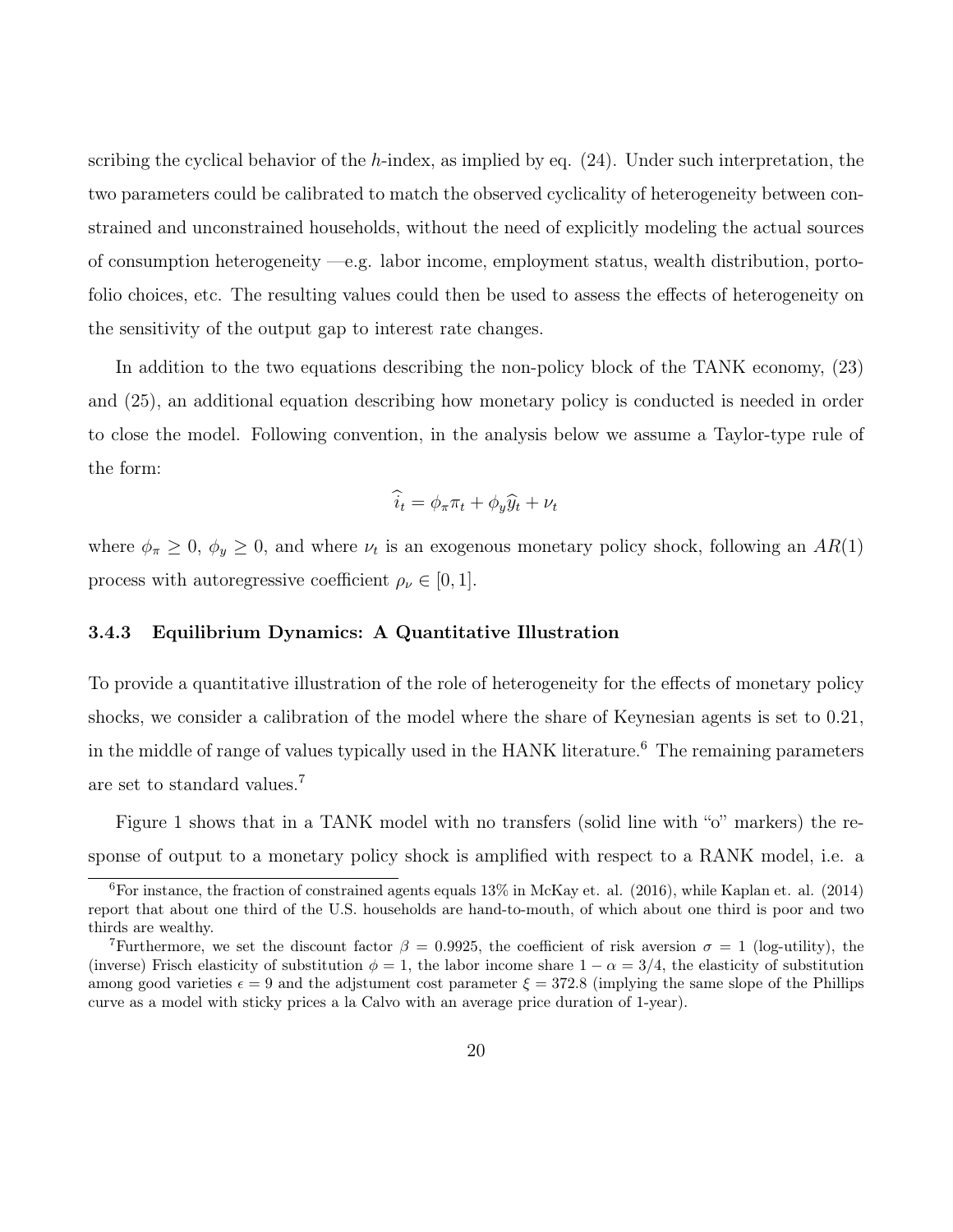scribing the cyclical behavior of the $h$-index, as implied by eq. (24). Under such interpretation, the two parameters could be calibrated to match the observed cyclicality of heterogeneity between constrained and unconstrained households, without the need of explicitly modeling the actual sources of consumption heterogeneity —e.g. labor income, employment status, wealth distribution, portofolio choices, etc. The resulting values could then be used to assess the effects of heterogeneity on the sensitivity of the output gap to interest rate changes.

In addition to the two equations describing the non-policy block of the TANK economy, (23) and (25), an additional equation describing how monetary policy is conducted is needed in order to close the model. Following convention, in the analysis below we assume a Taylor-type rule of the form:

$$\widehat{i}_t = \phi_\pi \pi_t + \phi_y \widehat{y}_t + \nu_t$$

where $\phi_\pi \geq 0$, $\phi_y \geq 0$, and where $\nu_t$ is an exogenous monetary policy shock, following an $AR(1)$ process with autoregressive coefficient $\rho_\nu \in [0, 1]$.

### 3.4.3 Equilibrium Dynamics: A Quantitative Illustration

To provide a quantitative illustration of the role of heterogeneity for the effects of monetary policy shocks, we consider a calibration of the model where the share of Keynesian agents is set to 0.21, in the middle of range of values typically used in the HANK literature.[6] The remaining parameters are set to standard values.[7]

Figure 1 shows that in a TANK model with no transfers (solid line with "o" markers) the response of output to a monetary policy shock is amplified with respect to a RANK model, i.e. a

[6] For instance, the fraction of constrained agents equals 13% in McKay et. al. (2016), while Kaplan et. al. (2014) report that about one third of the U.S. households are hand-to-mouth, of which about one third is poor and two thirds are wealthy.

[7] Furthermore, we set the discount factor $\beta = 0.9925$, the coefficient of risk aversion $\sigma = 1$ (log-utility), the (inverse) Frisch elasticity of substitution $\phi = 1$, the labor income share $1 - \alpha = 3/4$, the elasticity of substitution among good varieties $\epsilon = 9$ and the adjstument cost parameter $\xi = 372.8$ (implying the same slope of the Phillips curve as a model with sticky prices a la Calvo with an average price duration of 1-year).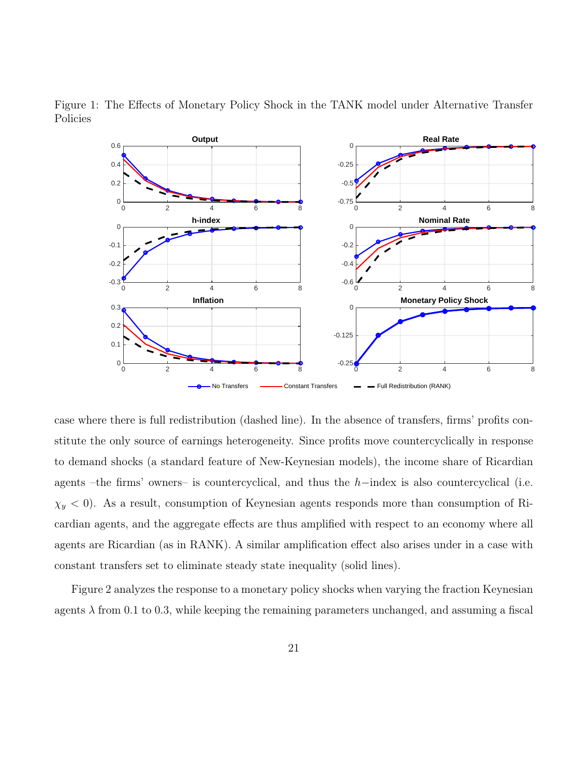Figure 1: The Effects of Monetary Policy Shock in the TANK model under Alternative Transfer Policies

case where there is full redistribution (dashed line). In the absence of transfers, firms' profits constitute the only source of earnings heterogeneity. Since profits move countercyclically in response to demand shocks (a standard feature of New-Keynesian models), the income share of Ricardian agents –the firms' owners– is countercyclical, and thus the $h$−index is also countercyclical (i.e. $\chi_y < 0$). As a result, consumption of Keynesian agents responds more than consumption of Ricardian agents, and the aggregate effects are thus amplified with respect to an economy where all agents are Ricardian (as in RANK). A similar amplification effect also arises under in a case with constant transfers set to eliminate steady state inequality (solid lines).

Figure 2 analyzes the response to a monetary policy shocks when varying the fraction Keynesian agents $\lambda$ from 0.1 to 0.3, while keeping the remaining parameters unchanged, and assuming a fiscal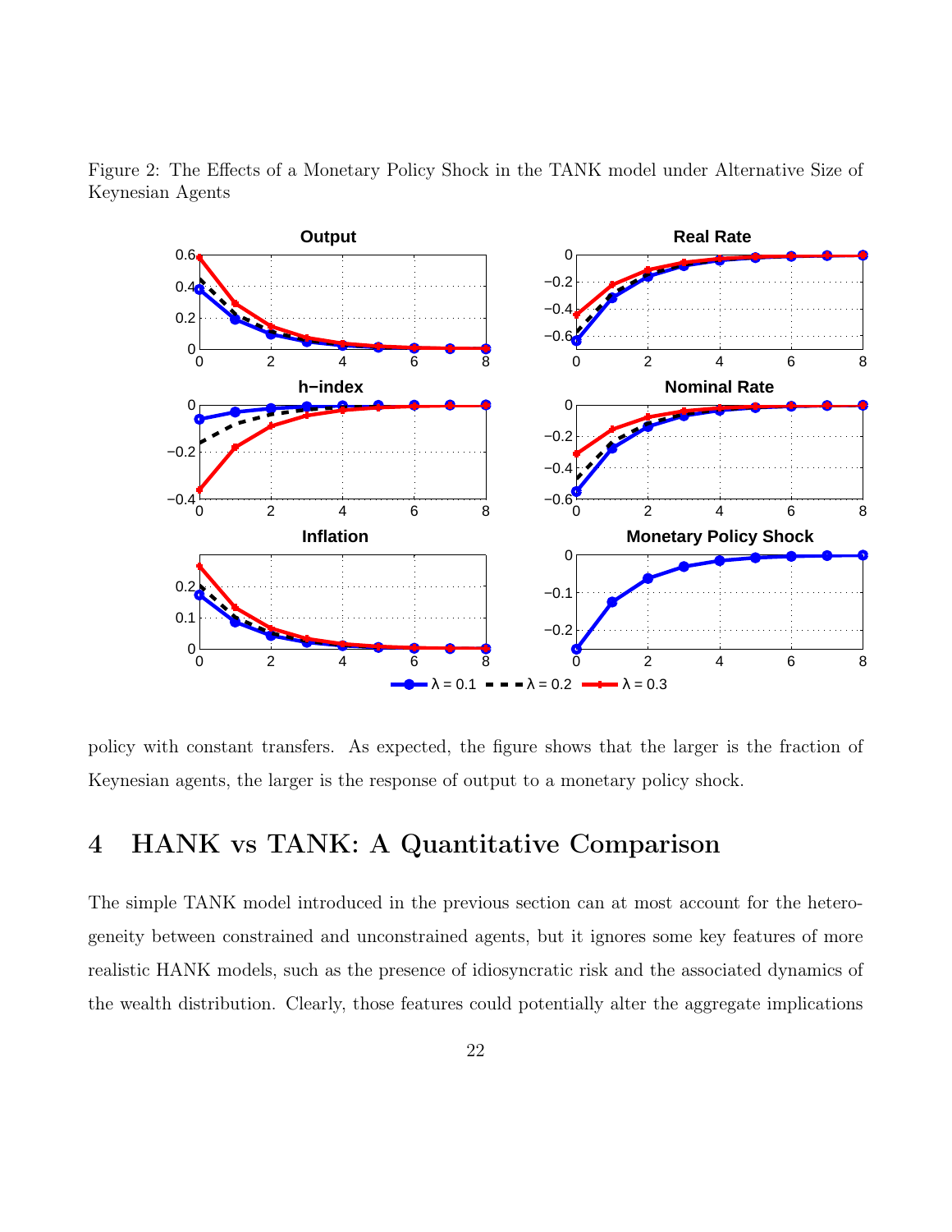Figure 2: The Effects of a Monetary Policy Shock in the TANK model under Alternative Size of Keynesian Agents

policy with constant transfers. As expected, the figure shows that the larger is the fraction of Keynesian agents, the larger is the response of output to a monetary policy shock.

# 4 HANK vs TANK: A Quantitative Comparison

The simple TANK model introduced in the previous section can at most account for the heterogeneity between constrained and unconstrained agents, but it ignores some key features of more realistic HANK models, such as the presence of idiosyncratic risk and the associated dynamics of the wealth distribution. Clearly, those features could potentially alter the aggregate implications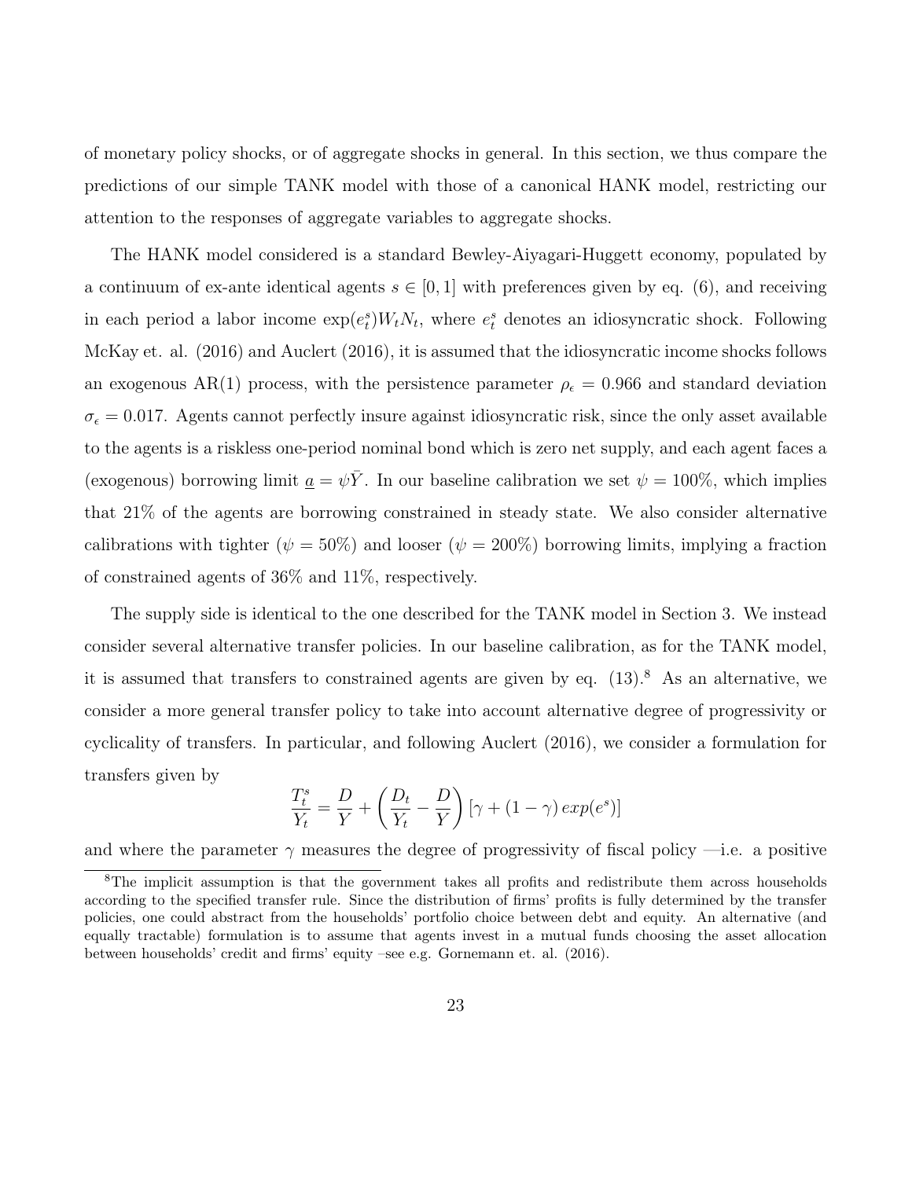of monetary policy shocks, or of aggregate shocks in general. In this section, we thus compare the predictions of our simple TANK model with those of a canonical HANK model, restricting our attention to the responses of aggregate variables to aggregate shocks.

The HANK model considered is a standard Bewley-Aiyagari-Huggett economy, populated by a continuum of ex-ante identical agents $s \in [0,1]$ with preferences given by eq. (6), and receiving in each period a labor income $\exp(e_t^s)W_t N_t$, where $e_t^s$ denotes an idiosyncratic shock. Following McKay et. al. (2016) and Auclert (2016), it is assumed that the idiosyncratic income shocks follows an exogenous AR(1) process, with the persistence parameter $\rho_\epsilon = 0.966$ and standard deviation $\sigma_\epsilon = 0.017$. Agents cannot perfectly insure against idiosyncratic risk, since the only asset available to the agents is a riskless one-period nominal bond which is zero net supply, and each agent faces a (exogenous) borrowing limit $\underline{a} = \psi \bar{Y}$. In our baseline calibration we set $\psi = 100\%$, which implies that 21% of the agents are borrowing constrained in steady state. We also consider alternative calibrations with tighter ($\psi = 50\%$) and looser ($\psi = 200\%$) borrowing limits, implying a fraction of constrained agents of 36% and 11%, respectively.

The supply side is identical to the one described for the TANK model in Section 3. We instead consider several alternative transfer policies. In our baseline calibration, as for the TANK model, it is assumed that transfers to constrained agents are given by eq. (13).[8] As an alternative, we consider a more general transfer policy to take into account alternative degree of progressivity or cyclicality of transfers. In particular, and following Auclert (2016), we consider a formulation for transfers given by

$$\frac{T_t^s}{Y_t} = \frac{D}{Y} + \left(\frac{D_t}{Y_t} - \frac{D}{Y}\right)\left[\gamma + (1-\gamma)\, exp(e^s)\right]$$

and where the parameter $\gamma$ measures the degree of progressivity of fiscal policy —i.e. a positive

[8] The implicit assumption is that the government takes all profits and redistribute them across households according to the specified transfer rule. Since the distribution of firms' profits is fully determined by the transfer policies, one could abstract from the households' portfolio choice between debt and equity. An alternative (and equally tractable) formulation is to assume that agents invest in a mutual funds choosing the asset allocation between households' credit and firms' equity –see e.g. Gornemann et. al. (2016).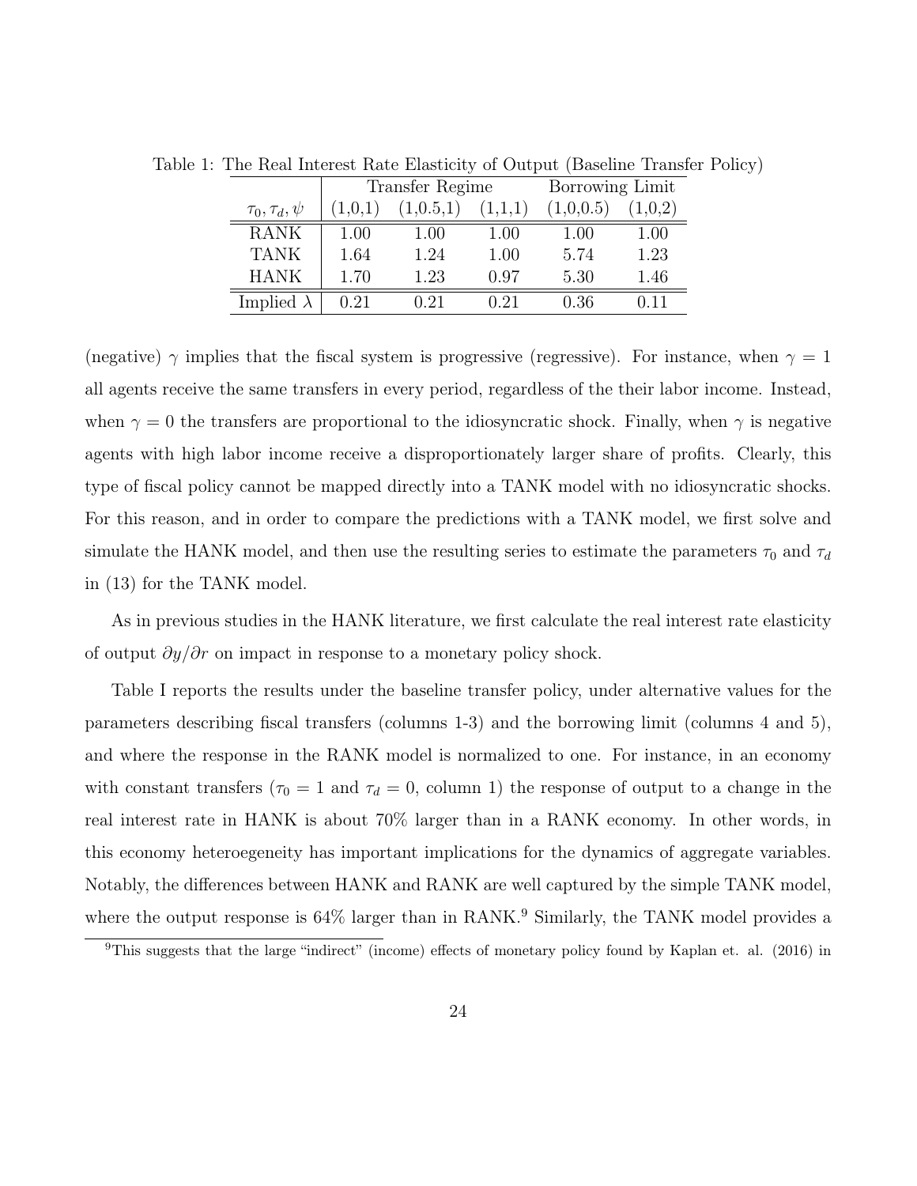Table 1: The Real Interest Rate Elasticity of Output (Baseline Transfer Policy)

| | Transfer Regime | | | Borrowing Limit | |
|---|---|---|---|---|---|
| $\tau_0, \tau_d, \psi$ | (1,0,1) | (1,0.5,1) | (1,1,1) | (1,0,0.5) | (1,0,2) |
| RANK | 1.00 | 1.00 | 1.00 | 1.00 | 1.00 |
| TANK | 1.64 | 1.24 | 1.00 | 5.74 | 1.23 |
| HANK | 1.70 | 1.23 | 0.97 | 5.30 | 1.46 |
| Implied $\lambda$ | 0.21 | 0.21 | 0.21 | 0.36 | 0.11 |

(negative) $\gamma$ implies that the fiscal system is progressive (regressive). For instance, when $\gamma = 1$ all agents receive the same transfers in every period, regardless of the their labor income. Instead, when $\gamma = 0$ the transfers are proportional to the idiosyncratic shock. Finally, when $\gamma$ is negative agents with high labor income receive a disproportionately larger share of profits. Clearly, this type of fiscal policy cannot be mapped directly into a TANK model with no idiosyncratic shocks. For this reason, and in order to compare the predictions with a TANK model, we first solve and simulate the HANK model, and then use the resulting series to estimate the parameters $\tau_0$ and $\tau_d$ in (13) for the TANK model.

As in previous studies in the HANK literature, we first calculate the real interest rate elasticity of output $\partial y/\partial r$ on impact in response to a monetary policy shock.

Table I reports the results under the baseline transfer policy, under alternative values for the parameters describing fiscal transfers (columns 1-3) and the borrowing limit (columns 4 and 5), and where the response in the RANK model is normalized to one. For instance, in an economy with constant transfers ($\tau_0 = 1$ and $\tau_d = 0$, column 1) the response of output to a change in the real interest rate in HANK is about 70% larger than in a RANK economy. In other words, in this economy heteroegeneity has important implications for the dynamics of aggregate variables. Notably, the differences between HANK and RANK are well captured by the simple TANK model, where the output response is 64% larger than in RANK.[9] Similarly, the TANK model provides a

[9]This suggests that the large "indirect" (income) effects of monetary policy found by Kaplan et. al. (2016) in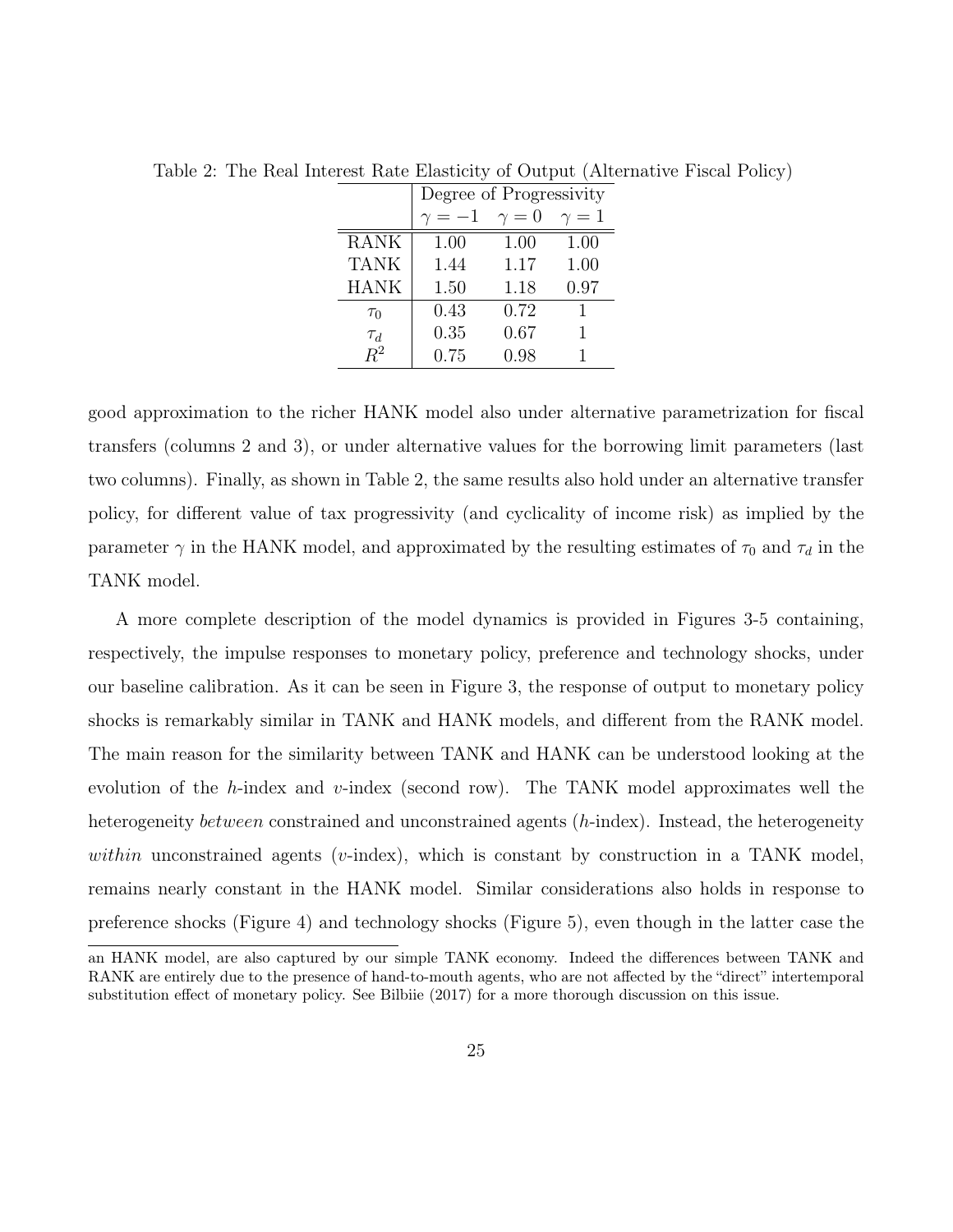Table 2: The Real Interest Rate Elasticity of Output (Alternative Fiscal Policy)

| | Degree of Progressivity | | |
|---|---|---|---|
| | $\gamma = -1$ | $\gamma = 0$ | $\gamma = 1$ |
| RANK | 1.00 | 1.00 | 1.00 |
| TANK | 1.44 | 1.17 | 1.00 |
| HANK | 1.50 | 1.18 | 0.97 |
| $\tau_0$ | 0.43 | 0.72 | 1 |
| $\tau_d$ | 0.35 | 0.67 | 1 |
| $R^2$ | 0.75 | 0.98 | 1 |

good approximation to the richer HANK model also under alternative parametrization for fiscal transfers (columns 2 and 3), or under alternative values for the borrowing limit parameters (last two columns). Finally, as shown in Table 2, the same results also hold under an alternative transfer policy, for different value of tax progressivity (and cyclicality of income risk) as implied by the parameter $\gamma$ in the HANK model, and approximated by the resulting estimates of $\tau_0$ and $\tau_d$ in the TANK model.

A more complete description of the model dynamics is provided in Figures 3-5 containing, respectively, the impulse responses to monetary policy, preference and technology shocks, under our baseline calibration. As it can be seen in Figure 3, the response of output to monetary policy shocks is remarkably similar in TANK and HANK models, and different from the RANK model. The main reason for the similarity between TANK and HANK can be understood looking at the evolution of the $h$-index and $v$-index (second row). The TANK model approximates well the heterogeneity *between* constrained and unconstrained agents ($h$-index). Instead, the heterogeneity *within* unconstrained agents ($v$-index), which is constant by construction in a TANK model, remains nearly constant in the HANK model. Similar considerations also holds in response to preference shocks (Figure 4) and technology shocks (Figure 5), even though in the latter case the

an HANK model, are also captured by our simple TANK economy. Indeed the differences between TANK and RANK are entirely due to the presence of hand-to-mouth agents, who are not affected by the "direct" intertemporal substitution effect of monetary policy. See Bilbiie (2017) for a more thorough discussion on this issue.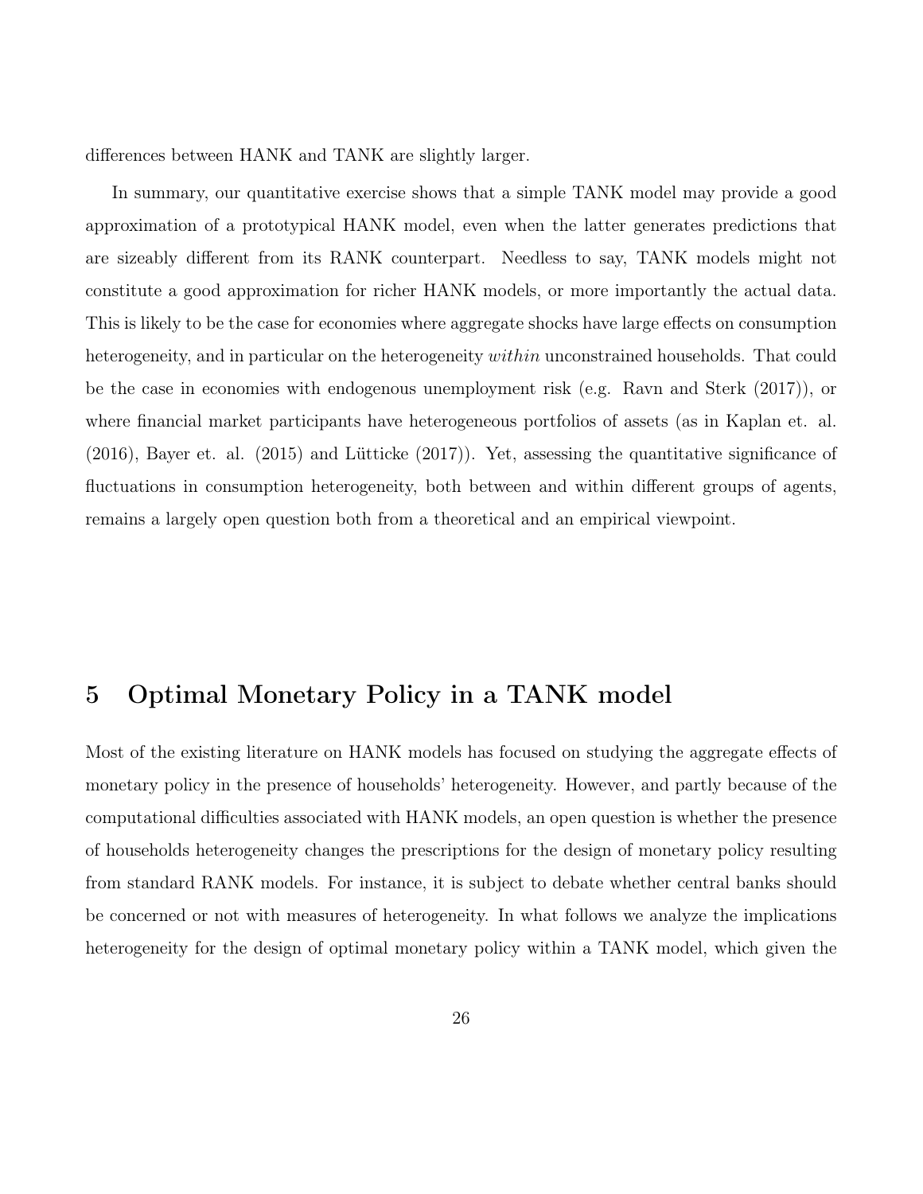differences between HANK and TANK are slightly larger.

In summary, our quantitative exercise shows that a simple TANK model may provide a good approximation of a prototypical HANK model, even when the latter generates predictions that are sizeably different from its RANK counterpart. Needless to say, TANK models might not constitute a good approximation for richer HANK models, or more importantly the actual data. This is likely to be the case for economies where aggregate shocks have large effects on consumption heterogeneity, and in particular on the heterogeneity *within* unconstrained households. That could be the case in economies with endogenous unemployment risk (e.g. Ravn and Sterk (2017)), or where financial market participants have heterogeneous portfolios of assets (as in Kaplan et. al. (2016), Bayer et. al. (2015) and Lütticke (2017)). Yet, assessing the quantitative significance of fluctuations in consumption heterogeneity, both between and within different groups of agents, remains a largely open question both from a theoretical and an empirical viewpoint.

# 5 Optimal Monetary Policy in a TANK model

Most of the existing literature on HANK models has focused on studying the aggregate effects of monetary policy in the presence of households' heterogeneity. However, and partly because of the computational difficulties associated with HANK models, an open question is whether the presence of households heterogeneity changes the prescriptions for the design of monetary policy resulting from standard RANK models. For instance, it is subject to debate whether central banks should be concerned or not with measures of heterogeneity. In what follows we analyze the implications heterogeneity for the design of optimal monetary policy within a TANK model, which given the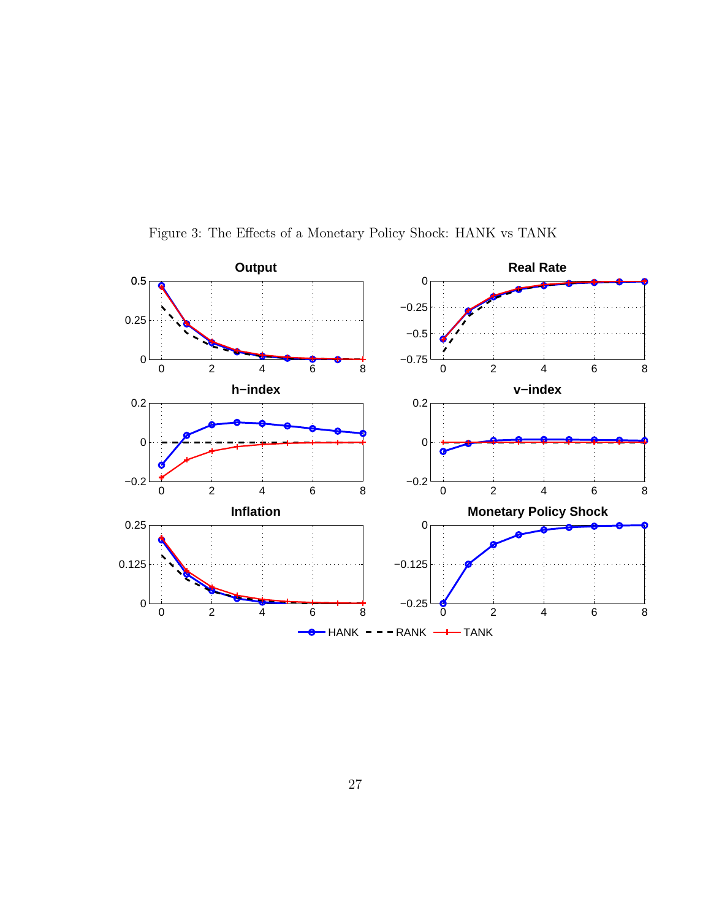Figure 3: The Effects of a Monetary Policy Shock: HANK vs TANK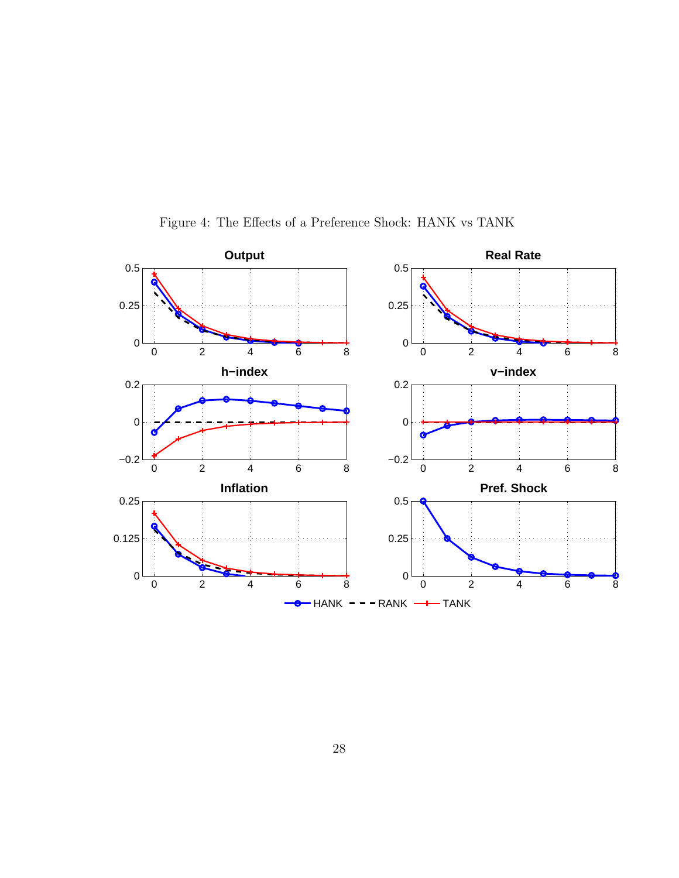Figure 4: The Effects of a Preference Shock: HANK vs TANK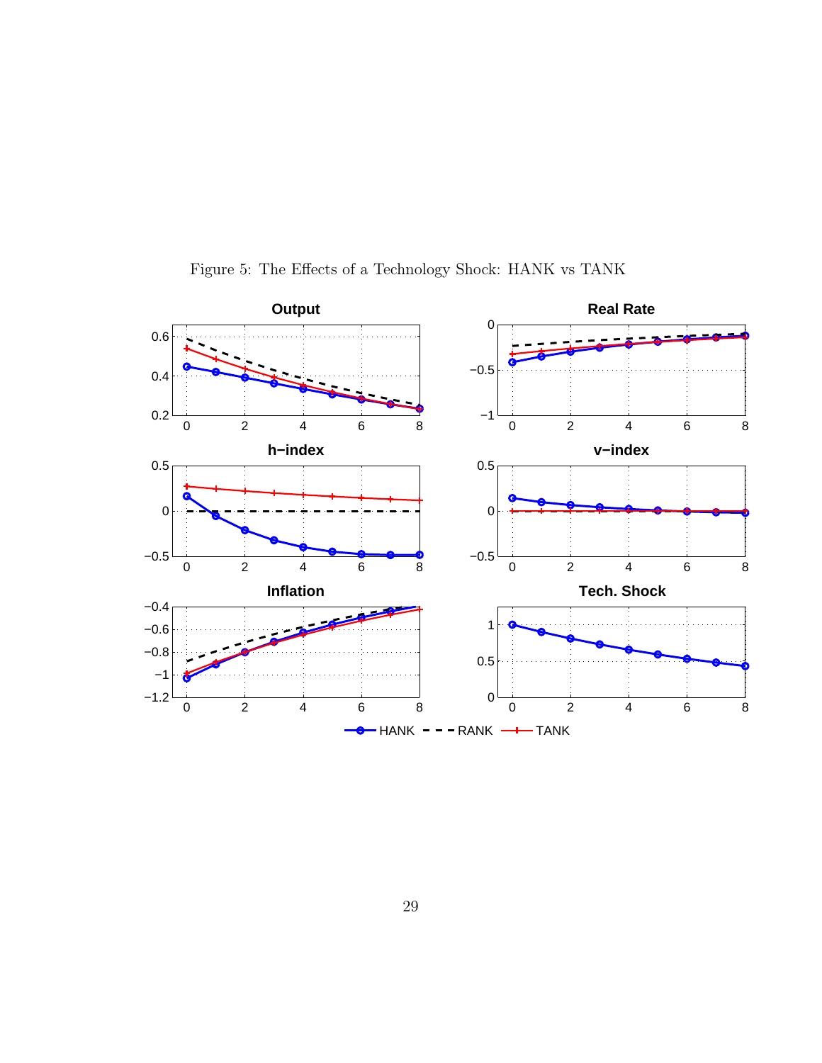Figure 5: The Effects of a Technology Shock: HANK vs TANK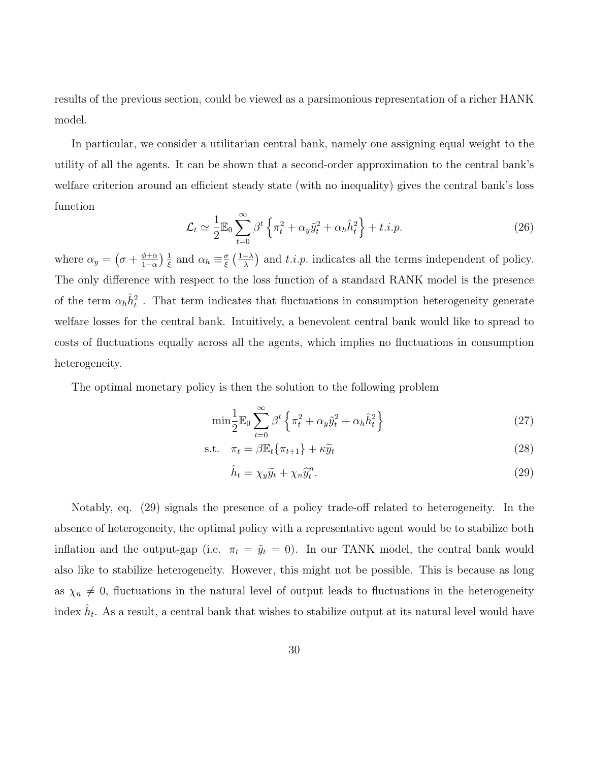results of the previous section, could be viewed as a parsimonious representation of a richer HANK model.

In particular, we consider a utilitarian central bank, namely one assigning equal weight to the utility of all the agents. It can be shown that a second-order approximation to the central bank's welfare criterion around an efficient steady state (with no inequality) gives the central bank's loss function

$$\mathcal{L}_t \simeq \frac{1}{2}\mathbb{E}_0 \sum_{t=0}^{\infty} \beta^t \left\{ \pi_t^2 + \alpha_y \tilde{y}_t^2 + \alpha_h \hat{h}_t^2 \right\} + t.i.p. \tag{26}$$

where $\alpha_y = \left(\sigma + \frac{\phi+\alpha}{1-\alpha}\right)\frac{1}{\xi}$ and $\alpha_h \equiv \frac{\sigma}{\xi}\left(\frac{1-\lambda}{\lambda}\right)$ and $t.i.p.$ indicates all the terms independent of policy. The only difference with respect to the loss function of a standard RANK model is the presence of the term $\alpha_h \hat{h}_t^2$ . That term indicates that fluctuations in consumption heterogeneity generate welfare losses for the central bank. Intuitively, a benevolent central bank would like to spread to costs of fluctuations equally across all the agents, which implies no fluctuations in consumption heterogeneity.

The optimal monetary policy is then the solution to the following problem

$$\min \frac{1}{2}\mathbb{E}_0 \sum_{t=0}^{\infty} \beta^t \left\{ \pi_t^2 + \alpha_y \tilde{y}_t^2 + \alpha_h \hat{h}_t^2 \right\} \tag{27}$$

$$\text{s.t.} \quad \pi_t = \beta \mathbb{E}_t\{\pi_{t+1}\} + \kappa \widetilde{y}_t \tag{28}$$

$$\hat{h}_t = \chi_y \widetilde{y}_t + \chi_n \widehat{y}_t^n. \tag{29}$$

Notably, eq. (29) signals the presence of a policy trade-off related to heterogeneity. In the absence of heterogeneity, the optimal policy with a representative agent would be to stabilize both inflation and the output-gap (i.e. $\pi_t = \tilde{y}_t = 0$). In our TANK model, the central bank would also like to stabilize heterogeneity. However, this might not be possible. This is because as long as $\chi_n \neq 0$, fluctuations in the natural level of output leads to fluctuations in the heterogeneity index $\hat{h}_t$. As a result, a central bank that wishes to stabilize output at its natural level would have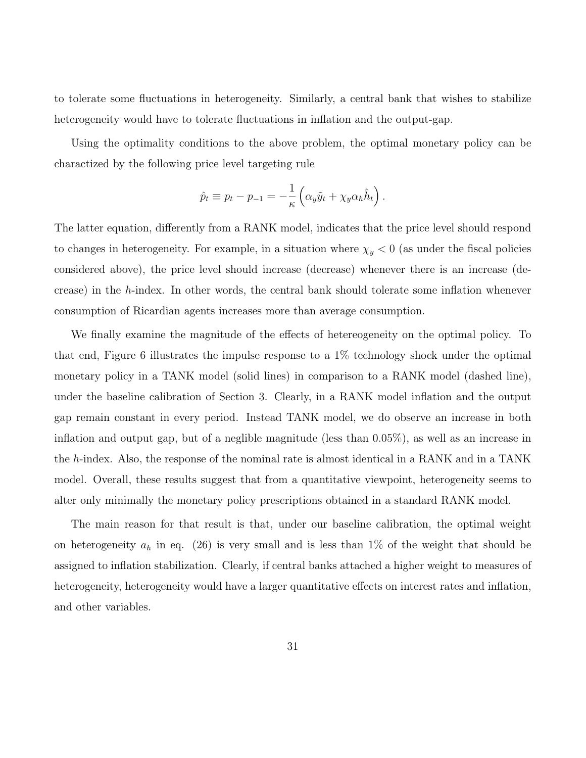to tolerate some fluctuations in heterogeneity. Similarly, a central bank that wishes to stabilize heterogeneity would have to tolerate fluctuations in inflation and the output-gap.

Using the optimality conditions to the above problem, the optimal monetary policy can be charactized by the following price level targeting rule

$$\hat{p}_t \equiv p_t - p_{-1} = -\frac{1}{\kappa}\left(\alpha_y \tilde{y}_t + \chi_y \alpha_h \hat{h}_t\right).$$

The latter equation, differently from a RANK model, indicates that the price level should respond to changes in heterogeneity. For example, in a situation where $\chi_y < 0$ (as under the fiscal policies considered above), the price level should increase (decrease) whenever there is an increase (decrease) in the $h$-index. In other words, the central bank should tolerate some inflation whenever consumption of Ricardian agents increases more than average consumption.

We finally examine the magnitude of the effects of hetereogeneity on the optimal policy. To that end, Figure 6 illustrates the impulse response to a 1% technology shock under the optimal monetary policy in a TANK model (solid lines) in comparison to a RANK model (dashed line), under the baseline calibration of Section 3. Clearly, in a RANK model inflation and the output gap remain constant in every period. Instead TANK model, we do observe an increase in both inflation and output gap, but of a neglible magnitude (less than 0.05%), as well as an increase in the $h$-index. Also, the response of the nominal rate is almost identical in a RANK and in a TANK model. Overall, these results suggest that from a quantitative viewpoint, heterogeneity seems to alter only minimally the monetary policy prescriptions obtained in a standard RANK model.

The main reason for that result is that, under our baseline calibration, the optimal weight on heterogeneity $a_h$ in eq. (26) is very small and is less than 1% of the weight that should be assigned to inflation stabilization. Clearly, if central banks attached a higher weight to measures of heterogeneity, heterogeneity would have a larger quantitative effects on interest rates and inflation, and other variables.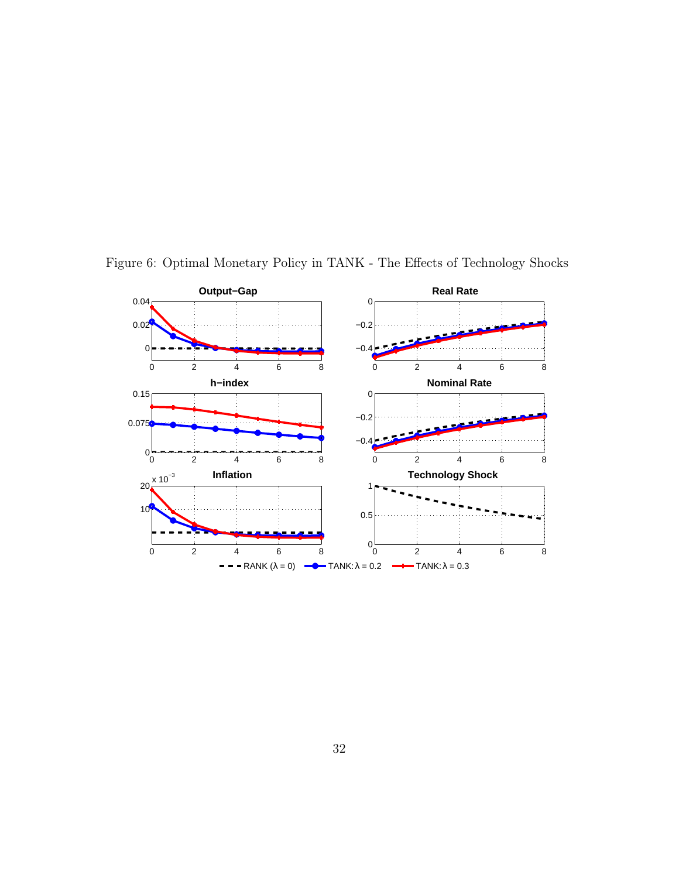Figure 6: Optimal Monetary Policy in TANK - The Effects of Technology Shocks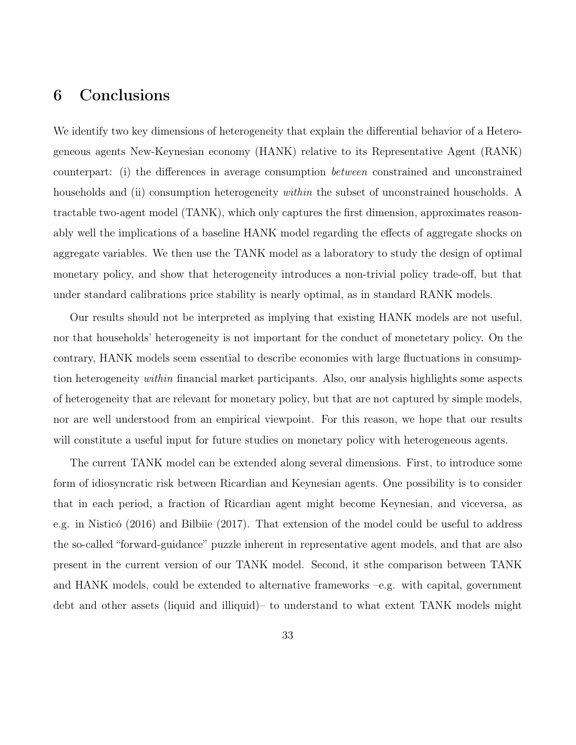## 6 Conclusions

We identify two key dimensions of heterogeneity that explain the differential behavior of a Heterogeneous agents New-Keynesian economy (HANK) relative to its Representative Agent (RANK) counterpart: (i) the differences in average consumption *between* constrained and unconstrained households and (ii) consumption heterogeneity *within* the subset of unconstrained households. A tractable two-agent model (TANK), which only captures the first dimension, approximates reasonably well the implications of a baseline HANK model regarding the effects of aggregate shocks on aggregate variables. We then use the TANK model as a laboratory to study the design of optimal monetary policy, and show that heterogeneity introduces a non-trivial policy trade-off, but that under standard calibrations price stability is nearly optimal, as in standard RANK models.

Our results should not be interpreted as implying that existing HANK models are not useful, nor that households' heterogeneity is not important for the conduct of monetetary policy. On the contrary, HANK models seem essential to describe economies with large fluctuations in consumption heterogeneity *within* financial market participants. Also, our analysis highlights some aspects of heterogeneity that are relevant for monetary policy, but that are not captured by simple models, nor are well understood from an empirical viewpoint. For this reason, we hope that our results will constitute a useful input for future studies on monetary policy with heterogeneous agents.

The current TANK model can be extended along several dimensions. First, to introduce some form of idiosyncratic risk between Ricardian and Keynesian agents. One possibility is to consider that in each period, a fraction of Ricardian agent might become Keynesian, and viceversa, as e.g. in Nisticó (2016) and Bilbiie (2017). That extension of the model could be useful to address the so-called "forward-guidance" puzzle inherent in representative agent models, and that are also present in the current version of our TANK model. Second, it sthe comparison between TANK and HANK models, could be extended to alternative frameworks –e.g. with capital, government debt and other assets (liquid and illiquid)– to understand to what extent TANK models might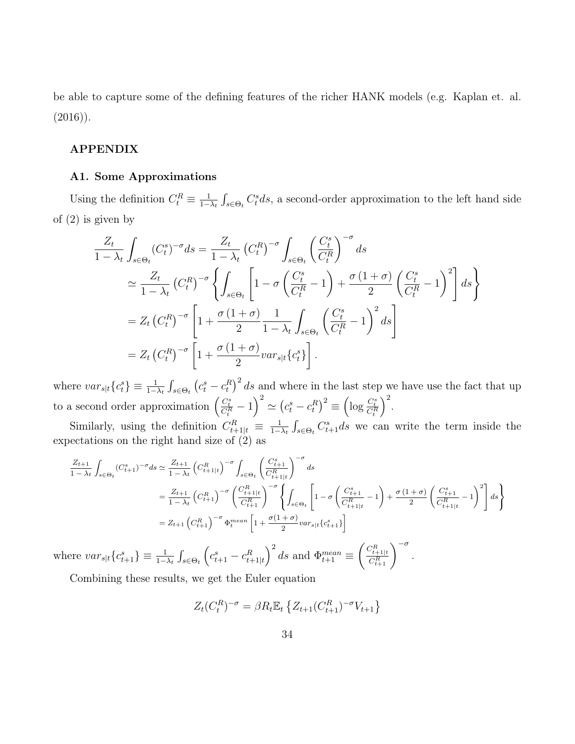be able to capture some of the defining features of the richer HANK models (e.g. Kaplan et. al. (2016)).

## APPENDIX

### A1. Some Approximations

Using the definition $C_t^R \equiv \frac{1}{1-\lambda_t}\int_{s\in\Theta_t} C_t^s ds$, a second-order approximation to the left hand side of (2) is given by

$$
\begin{aligned}
\frac{Z_t}{1-\lambda_t}\int_{s\in\Theta_t}(C_t^s)^{-\sigma}ds &= \frac{Z_t}{1-\lambda_t}\left(C_t^R\right)^{-\sigma}\int_{s\in\Theta_t}\left(\frac{C_t^s}{C_t^R}\right)^{-\sigma}ds \\
&\simeq \frac{Z_t}{1-\lambda_t}\left(C_t^R\right)^{-\sigma}\left\{\int_{s\in\Theta_t}\left[1-\sigma\left(\frac{C_t^s}{C_t^R}-1\right)+\frac{\sigma(1+\sigma)}{2}\left(\frac{C_t^s}{C_t^R}-1\right)^2\right]ds\right\} \\
&= Z_t\left(C_t^R\right)^{-\sigma}\left[1+\frac{\sigma(1+\sigma)}{2}\frac{1}{1-\lambda_t}\int_{s\in\Theta_t}\left(\frac{C_t^s}{C_t^R}-1\right)^2 ds\right] \\
&= Z_t\left(C_t^R\right)^{-\sigma}\left[1+\frac{\sigma(1+\sigma)}{2}var_{s|t}\{c_t^s\}\right].
\end{aligned}
$$

where $var_{s|t}\{c_t^s\} \equiv \frac{1}{1-\lambda_t}\int_{s\in\Theta_t}\left(c_t^s - c_t^R\right)^2 ds$ and where in the last step we have use the fact that up to a second order approximation $\left(\frac{C_t^s}{C_t^R}-1\right)^2 \simeq \left(c_t^s - c_t^R\right)^2 \equiv \left(\log\frac{C_t^s}{C_t^R}\right)^2$.

Similarly, using the definition $C_{t+1|t}^R \equiv \frac{1}{1-\lambda_t}\int_{s\in\Theta_t} C_{t+1}^s ds$ we can write the term inside the expectations on the right hand size of (2) as

$$
\begin{aligned}
\frac{Z_{t+1}}{1-\lambda_t}\int_{s\in\Theta_t}(C_{t+1}^s)^{-\sigma}ds &\simeq \frac{Z_{t+1}}{1-\lambda_t}\left(C_{t+1|t}^R\right)^{-\sigma}\int_{s\in\Theta_t}\left(\frac{C_{t+1}^s}{C_{t+1|t}^R}\right)^{-\sigma}ds \\
&= \frac{Z_{t+1}}{1-\lambda_t}\left(C_{t+1}^R\right)^{-\sigma}\left(\frac{C_{t+1|t}^R}{C_{t+1}^R}\right)^{-\sigma}\left\{\int_{s\in\Theta_t}\left[1-\sigma\left(\frac{C_{t+1}^s}{C_{t+1|t}^R}-1\right)+\frac{\sigma(1+\sigma)}{2}\left(\frac{C_{t+1}^s}{C_{t+1|t}^R}-1\right)^2\right]ds\right\} \\
&= Z_{t+1}\left(C_{t+1}^R\right)^{-\sigma}\Phi_t^{mean}\left[1+\frac{\sigma(1+\sigma)}{2}var_{s|t}\{c_{t+1}^s\}\right]
\end{aligned}
$$

where $var_{s|t}\{c_{t+1}^s\} \equiv \frac{1}{1-\lambda_t}\int_{s\in\Theta_t}\left(c_{t+1}^s - c_{t+1|t}^R\right)^2 ds$ and $\Phi_{t+1}^{mean} \equiv \left(\frac{C_{t+1|t}^R}{C_{t+1}^R}\right)^{-\sigma}$.

Combining these results, we get the Euler equation

$$
Z_t(C_t^R)^{-\sigma} = \beta R_t \mathbb{E}_t\left\{Z_{t+1}(C_{t+1}^R)^{-\sigma}V_{t+1}\right\}
$$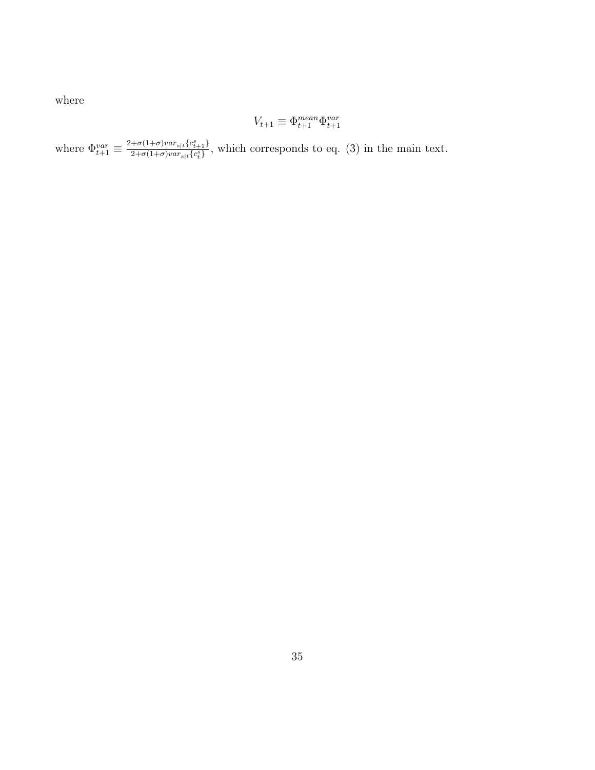where

$$V_{t+1} \equiv \Phi_{t+1}^{mean} \Phi_{t+1}^{var}$$

where $\Phi_{t+1}^{var} \equiv \frac{2+\sigma(1+\sigma)var_{s|t}\{c_{t+1}^{s}\}}{2+\sigma(1+\sigma)var_{s|t}\{c_{t}^{s}\}}$, which corresponds to eq. (3) in the main text.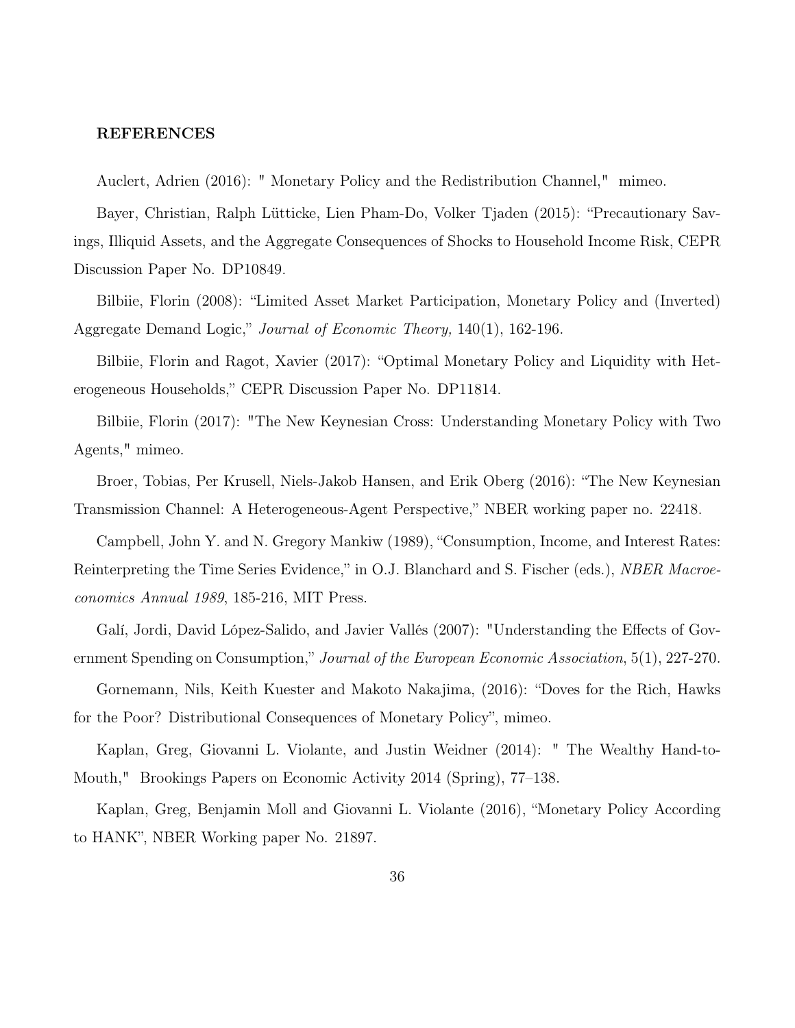**REFERENCES**

Auclert, Adrien (2016): " Monetary Policy and the Redistribution Channel," mimeo.

Bayer, Christian, Ralph Lütticke, Lien Pham-Do, Volker Tjaden (2015): "Precautionary Savings, Illiquid Assets, and the Aggregate Consequences of Shocks to Household Income Risk, CEPR Discussion Paper No. DP10849.

Bilbiie, Florin (2008): "Limited Asset Market Participation, Monetary Policy and (Inverted) Aggregate Demand Logic," *Journal of Economic Theory,* 140(1), 162-196.

Bilbiie, Florin and Ragot, Xavier (2017): "Optimal Monetary Policy and Liquidity with Heterogeneous Households," CEPR Discussion Paper No. DP11814.

Bilbiie, Florin (2017): "The New Keynesian Cross: Understanding Monetary Policy with Two Agents," mimeo.

Broer, Tobias, Per Krusell, Niels-Jakob Hansen, and Erik Oberg (2016): "The New Keynesian Transmission Channel: A Heterogeneous-Agent Perspective," NBER working paper no. 22418.

Campbell, John Y. and N. Gregory Mankiw (1989), "Consumption, Income, and Interest Rates: Reinterpreting the Time Series Evidence," in O.J. Blanchard and S. Fischer (eds.), *NBER Macroeconomics Annual 1989*, 185-216, MIT Press.

Galí, Jordi, David López-Salido, and Javier Vallés (2007): "Understanding the Effects of Government Spending on Consumption," *Journal of the European Economic Association*, 5(1), 227-270.

Gornemann, Nils, Keith Kuester and Makoto Nakajima, (2016): "Doves for the Rich, Hawks for the Poor? Distributional Consequences of Monetary Policy", mimeo.

Kaplan, Greg, Giovanni L. Violante, and Justin Weidner (2014): " The Wealthy Hand-to-Mouth," Brookings Papers on Economic Activity 2014 (Spring), 77–138.

Kaplan, Greg, Benjamin Moll and Giovanni L. Violante (2016), "Monetary Policy According to HANK", NBER Working paper No. 21897.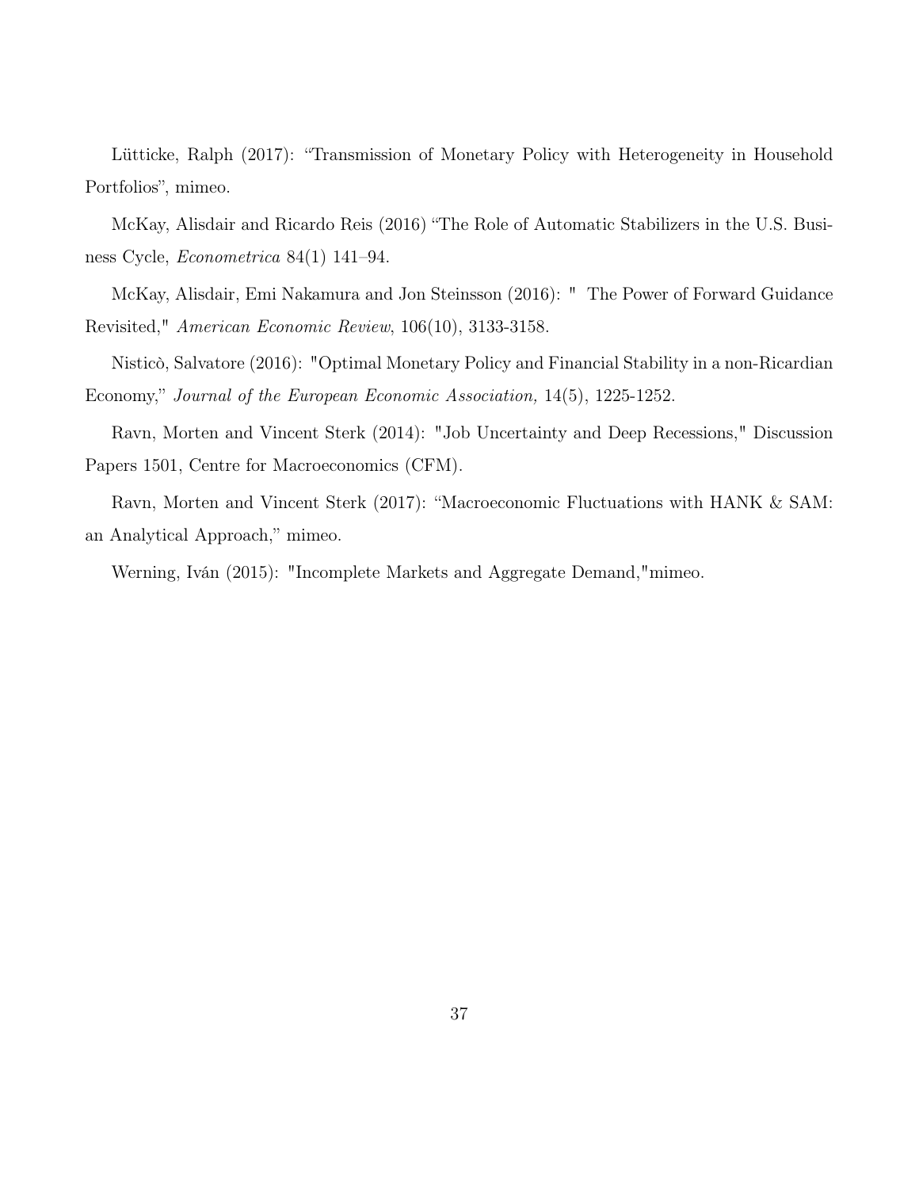Lütticke, Ralph (2017): “Transmission of Monetary Policy with Heterogeneity in Household Portfolios”, mimeo.

McKay, Alisdair and Ricardo Reis (2016) “The Role of Automatic Stabilizers in the U.S. Business Cycle, *Econometrica* 84(1) 141–94.

McKay, Alisdair, Emi Nakamura and Jon Steinsson (2016): " The Power of Forward Guidance Revisited," *American Economic Review*, 106(10), 3133-3158.

Nisticò, Salvatore (2016): "Optimal Monetary Policy and Financial Stability in a non-Ricardian Economy," *Journal of the European Economic Association,* 14(5), 1225-1252.

Ravn, Morten and Vincent Sterk (2014): "Job Uncertainty and Deep Recessions," Discussion Papers 1501, Centre for Macroeconomics (CFM).

Ravn, Morten and Vincent Sterk (2017): “Macroeconomic Fluctuations with HANK & SAM: an Analytical Approach,” mimeo.

Werning, Iván (2015): "Incomplete Markets and Aggregate Demand,"mimeo.